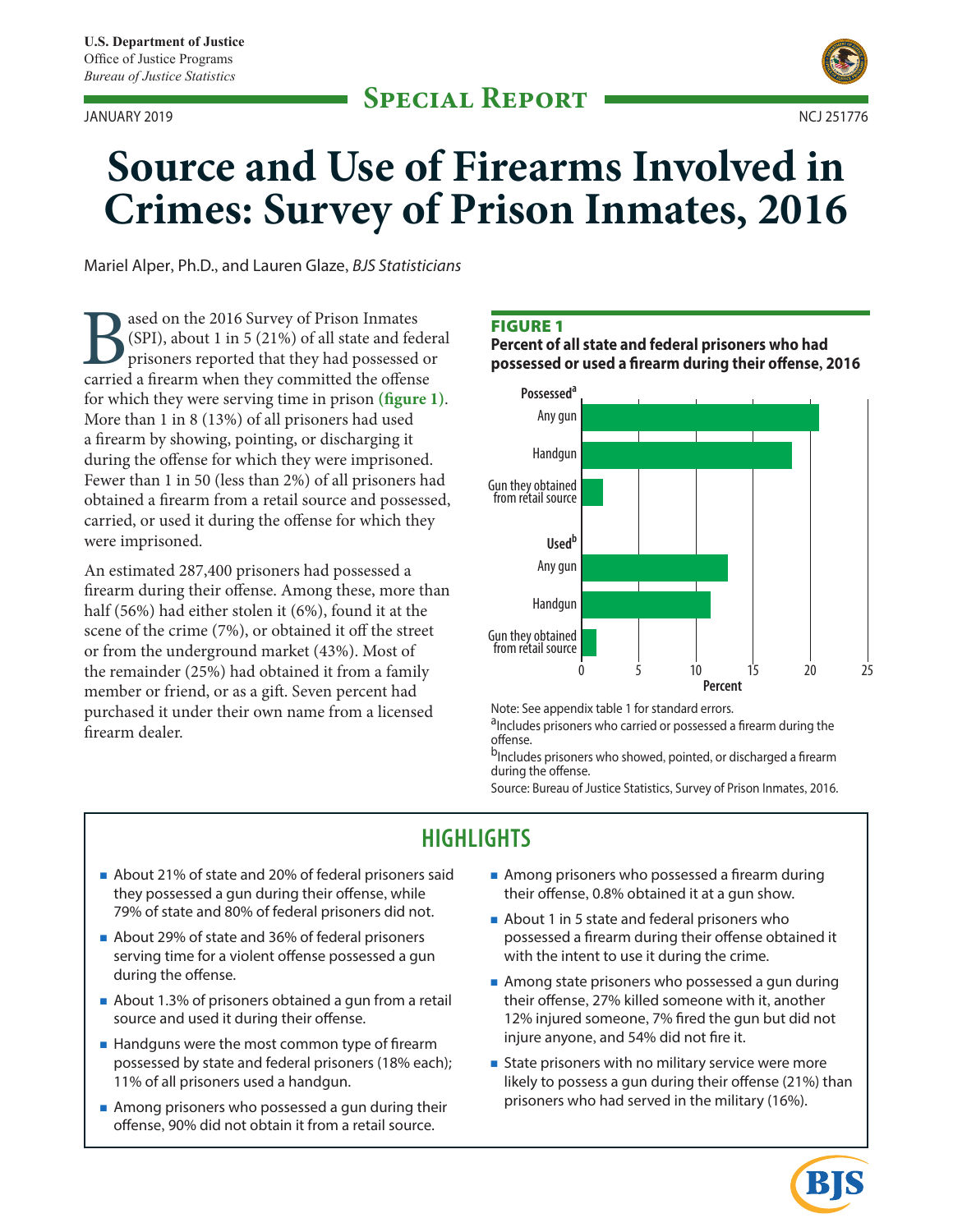U.S. Department of Justice
Office of Justice Programs
*Bureau of Justice Statistics*

**Special Report**

JANUARY 2019

NCJ 251776

# Source and Use of Firearms Involved in Crimes: Survey of Prison Inmates, 2016

Mariel Alper, Ph.D., and Lauren Glaze, *BJS Statisticians*

Based on the 2016 Survey of Prison Inmates (SPI), about 1 in 5 (21%) of all state and federal prisoners reported that they had possessed or carried a firearm when they committed the offense for which they were serving time in prison **(figure 1)**. More than 1 in 8 (13%) of all prisoners had used a firearm by showing, pointing, or discharging it during the offense for which they were imprisoned. Fewer than 1 in 50 (less than 2%) of all prisoners had obtained a firearm from a retail source and possessed, carried, or used it during the offense for which they were imprisoned.

An estimated 287,400 prisoners had possessed a firearm during their offense. Among these, more than half (56%) had either stolen it (6%), found it at the scene of the crime (7%), or obtained it off the street or from the underground market (43%). Most of the remainder (25%) had obtained it from a family member or friend, or as a gift. Seven percent had purchased it under their own name from a licensed firearm dealer.

**FIGURE 1**

**Percent of all state and federal prisoners who had possessed or used a firearm during their offense, 2016**

| | Percent |
|---|---|
| **Possessed[a]** | |
| Any gun | 21 |
| Handgun | 18 |
| Gun they obtained from retail source | 2 |
| **Used[b]** | |
| Any gun | 13 |
| Handgun | 11 |
| Gun they obtained from retail source | 1.3 |

Note: See appendix table 1 for standard errors.
[a]Includes prisoners who carried or possessed a firearm during the offense.
[b]Includes prisoners who showed, pointed, or discharged a firearm during the offense.
Source: Bureau of Justice Statistics, Survey of Prison Inmates, 2016.

## HIGHLIGHTS

- About 21% of state and 20% of federal prisoners said they possessed a gun during their offense, while 79% of state and 80% of federal prisoners did not.
- About 29% of state and 36% of federal prisoners serving time for a violent offense possessed a gun during the offense.
- About 1.3% of prisoners obtained a gun from a retail source and used it during their offense.
- Handguns were the most common type of firearm possessed by state and federal prisoners (18% each); 11% of all prisoners used a handgun.
- Among prisoners who possessed a gun during their offense, 90% did not obtain it from a retail source.
- Among prisoners who possessed a firearm during their offense, 0.8% obtained it at a gun show.
- About 1 in 5 state and federal prisoners who possessed a firearm during their offense obtained it with the intent to use it during the crime.
- Among state prisoners who possessed a gun during their offense, 27% killed someone with it, another 12% injured someone, 7% fired the gun but did not injure anyone, and 54% did not fire it.
- State prisoners with no military service were more likely to possess a gun during their offense (21%) than prisoners who had served in the military (16%).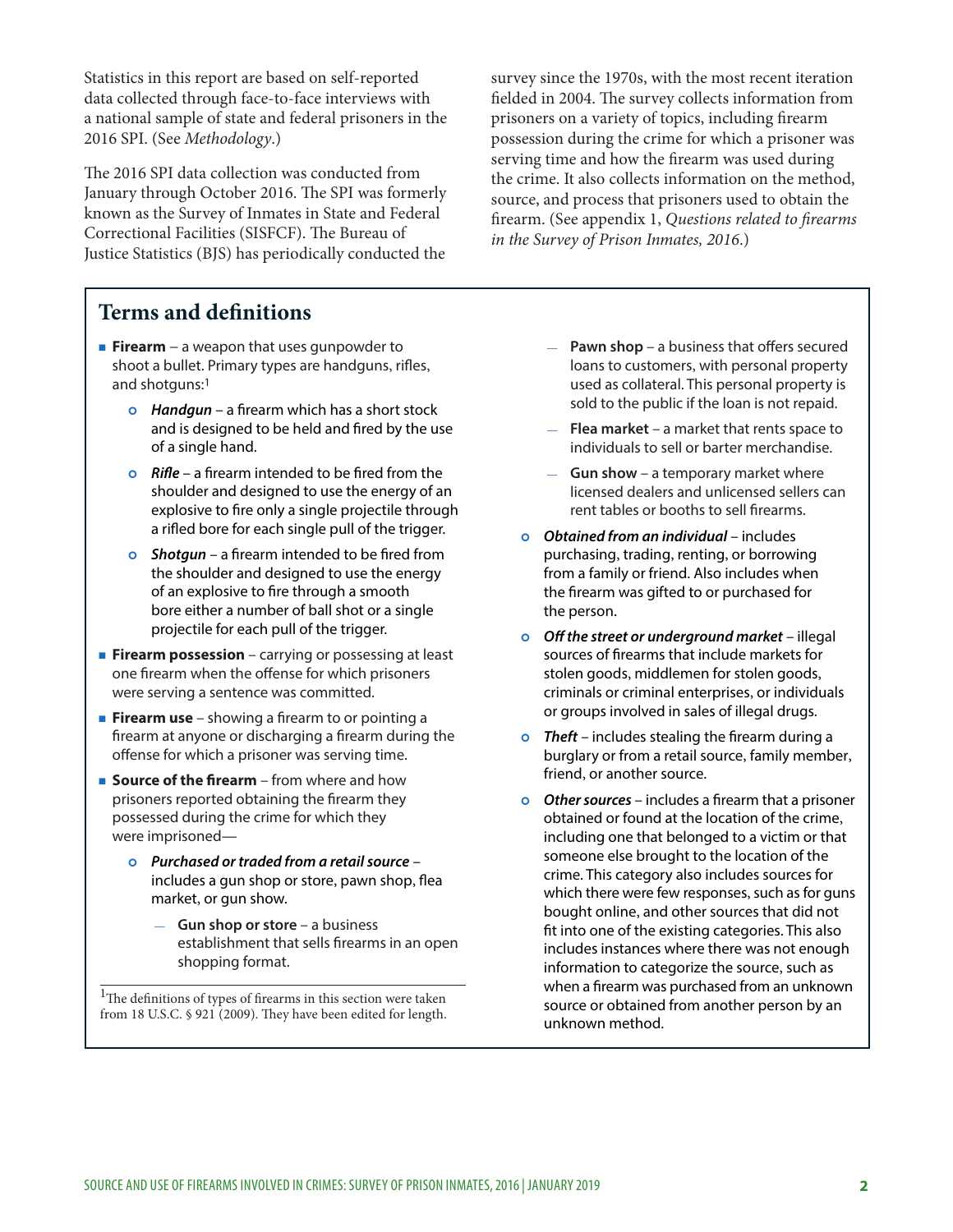Statistics in this report are based on self-reported data collected through face-to-face interviews with a national sample of state and federal prisoners in the 2016 SPI. (See *Methodology*.)

The 2016 SPI data collection was conducted from January through October 2016. The SPI was formerly known as the Survey of Inmates in State and Federal Correctional Facilities (SISFCF). The Bureau of Justice Statistics (BJS) has periodically conducted the survey since the 1970s, with the most recent iteration fielded in 2004. The survey collects information from prisoners on a variety of topics, including firearm possession during the crime for which a prisoner was serving time and how the firearm was used during the crime. It also collects information on the method, source, and process that prisoners used to obtain the firearm. (See appendix 1, *Questions related to firearms in the Survey of Prison Inmates, 2016*.)

## Terms and definitions

- **Firearm** – a weapon that uses gunpowder to shoot a bullet. Primary types are handguns, rifles, and shotguns:[1]
  - ***Handgun*** – a firearm which has a short stock and is designed to be held and fired by the use of a single hand.
  - ***Rifle*** – a firearm intended to be fired from the shoulder and designed to use the energy of an explosive to fire only a single projectile through a rifled bore for each single pull of the trigger.
  - ***Shotgun*** – a firearm intended to be fired from the shoulder and designed to use the energy of an explosive to fire through a smooth bore either a number of ball shot or a single projectile for each pull of the trigger.
- **Firearm possession** – carrying or possessing at least one firearm when the offense for which prisoners were serving a sentence was committed.
- **Firearm use** – showing a firearm to or pointing a firearm at anyone or discharging a firearm during the offense for which a prisoner was serving time.
- **Source of the firearm** – from where and how prisoners reported obtaining the firearm they possessed during the crime for which they were imprisoned—
  - ***Purchased or traded from a retail source*** – includes a gun shop or store, pawn shop, flea market, or gun show.
    - **Gun shop or store** – a business establishment that sells firearms in an open shopping format.
    - **Pawn shop** – a business that offers secured loans to customers, with personal property used as collateral. This personal property is sold to the public if the loan is not repaid.
    - **Flea market** – a market that rents space to individuals to sell or barter merchandise.
    - **Gun show** – a temporary market where licensed dealers and unlicensed sellers can rent tables or booths to sell firearms.
  - ***Obtained from an individual*** – includes purchasing, trading, renting, or borrowing from a family or friend. Also includes when the firearm was gifted to or purchased for the person.
  - ***Off the street or underground market*** – illegal sources of firearms that include markets for stolen goods, middlemen for stolen goods, criminals or criminal enterprises, or individuals or groups involved in sales of illegal drugs.
  - ***Theft*** – includes stealing the firearm during a burglary or from a retail source, family member, friend, or another source.
  - ***Other sources*** – includes a firearm that a prisoner obtained or found at the location of the crime, including one that belonged to a victim or that someone else brought to the location of the crime. This category also includes sources for which there were few responses, such as for guns bought online, and other sources that did not fit into one of the existing categories. This also includes instances where there was not enough information to categorize the source, such as when a firearm was purchased from an unknown source or obtained from another person by an unknown method.

[1]The definitions of types of firearms in this section were taken from 18 U.S.C. § 921 (2009). They have been edited for length.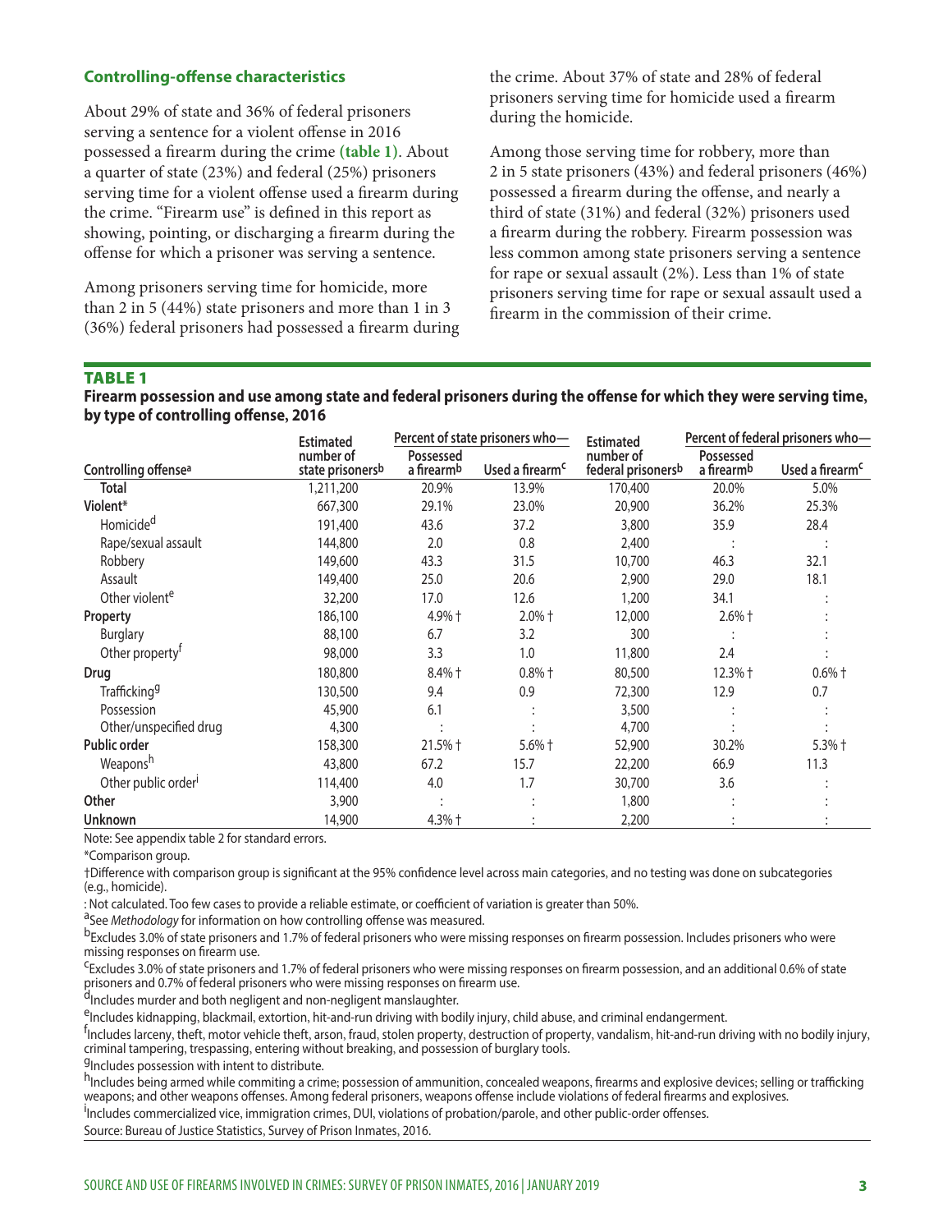### Controlling-offense characteristics

About 29% of state and 36% of federal prisoners serving a sentence for a violent offense in 2016 possessed a firearm during the crime **(table 1)**. About a quarter of state (23%) and federal (25%) prisoners serving time for a violent offense used a firearm during the crime. "Firearm use" is defined in this report as showing, pointing, or discharging a firearm during the offense for which a prisoner was serving a sentence.

Among prisoners serving time for homicide, more than 2 in 5 (44%) state prisoners and more than 1 in 3 (36%) federal prisoners had possessed a firearm during the crime. About 37% of state and 28% of federal prisoners serving time for homicide used a firearm during the homicide.

Among those serving time for robbery, more than 2 in 5 state prisoners (43%) and federal prisoners (46%) possessed a firearm during the offense, and nearly a third of state (31%) and federal (32%) prisoners used a firearm during the robbery. Firearm possession was less common among state prisoners serving a sentence for rape or sexual assault (2%). Less than 1% of state prisoners serving time for rape or sexual assault used a firearm in the commission of their crime.

**TABLE 1**

**Firearm possession and use among state and federal prisoners during the offense for which they were serving time, by type of controlling offense, 2016**

| Controlling offense[a] | Estimated number of state prisoners[b] | Percent of state prisoners who— Possessed a firearm[b] | Percent of state prisoners who— Used a firearm[c] | Estimated number of federal prisoners[b] | Percent of federal prisoners who— Possessed a firearm[b] | Percent of federal prisoners who— Used a firearm[c] |
|---|---|---|---|---|---|---|
| **Total** | 1,211,200 | 20.9% | 13.9% | 170,400 | 20.0% | 5.0% |
| **Violent*** | 667,300 | 29.1% | 23.0% | 20,900 | 36.2% | 25.3% |
| Homicide[d] | 191,400 | 43.6 | 37.2 | 3,800 | 35.9 | 28.4 |
| Rape/sexual assault | 144,800 | 2.0 | 0.8 | 2,400 | : | : |
| Robbery | 149,600 | 43.3 | 31.5 | 10,700 | 46.3 | 32.1 |
| Assault | 149,400 | 25.0 | 20.6 | 2,900 | 29.0 | 18.1 |
| Other violent[e] | 32,200 | 17.0 | 12.6 | 1,200 | 34.1 | : |
| **Property** | 186,100 | 4.9% † | 2.0% † | 12,000 | 2.6% † | : |
| Burglary | 88,100 | 6.7 | 3.2 | 300 | : | : |
| Other property[f] | 98,000 | 3.3 | 1.0 | 11,800 | 2.4 | : |
| **Drug** | 180,800 | 8.4% † | 0.8% † | 80,500 | 12.3% † | 0.6% † |
| Trafficking[g] | 130,500 | 9.4 | 0.9 | 72,300 | 12.9 | 0.7 |
| Possession | 45,900 | 6.1 | : | 3,500 | : | : |
| Other/unspecified drug | 4,300 | : | : | 4,700 | : | : |
| **Public order** | 158,300 | 21.5% † | 5.6% † | 52,900 | 30.2% | 5.3% † |
| Weapons[h] | 43,800 | 67.2 | 15.7 | 22,200 | 66.9 | 11.3 |
| Other public order[i] | 114,400 | 4.0 | 1.7 | 30,700 | 3.6 | : |
| **Other** | 3,900 | : | : | 1,800 | : | : |
| **Unknown** | 14,900 | 4.3% † | : | 2,200 | : | : |

Note: See appendix table 2 for standard errors.

*Comparison group.

†Difference with comparison group is significant at the 95% confidence level across main categories, and no testing was done on subcategories (e.g., homicide).

: Not calculated. Too few cases to provide a reliable estimate, or coefficient of variation is greater than 50%.

[a]See *Methodology* for information on how controlling offense was measured.

[b]Excludes 3.0% of state prisoners and 1.7% of federal prisoners who were missing responses on firearm possession. Includes prisoners who were missing responses on firearm use.

[c]Excludes 3.0% of state prisoners and 1.7% of federal prisoners who were missing responses on firearm possession, and an additional 0.6% of state prisoners and 0.7% of federal prisoners who were missing responses on firearm use.

[d]Includes murder and both negligent and non-negligent manslaughter.

[e]Includes kidnapping, blackmail, extortion, hit-and-run driving with bodily injury, child abuse, and criminal endangerment.

[f]Includes larceny, theft, motor vehicle theft, arson, fraud, stolen property, destruction of property, vandalism, hit-and-run driving with no bodily injury, criminal tampering, trespassing, entering without breaking, and possession of burglary tools.

[g]Includes possession with intent to distribute.

[h]Includes being armed while commiting a crime; possession of ammunition, concealed weapons, firearms and explosive devices; selling or trafficking weapons; and other weapons offenses. Among federal prisoners, weapons offense include violations of federal firearms and explosives.

[i]Includes commercialized vice, immigration crimes, DUI, violations of probation/parole, and other public-order offenses.

Source: Bureau of Justice Statistics, Survey of Prison Inmates, 2016.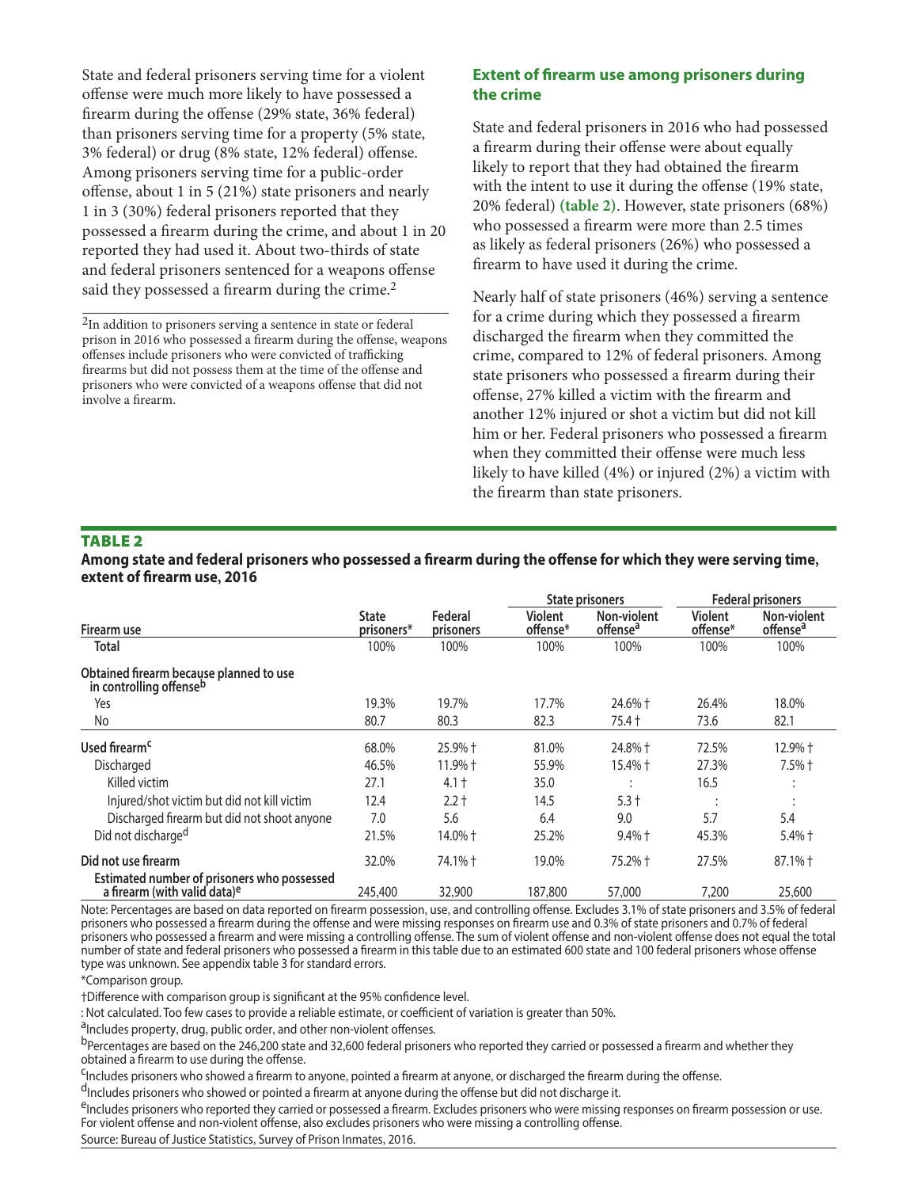State and federal prisoners serving time for a violent offense were much more likely to have possessed a firearm during the offense (29% state, 36% federal) than prisoners serving time for a property (5% state, 3% federal) or drug (8% state, 12% federal) offense. Among prisoners serving time for a public-order offense, about 1 in 5 (21%) state prisoners and nearly 1 in 3 (30%) federal prisoners reported that they possessed a firearm during the crime, and about 1 in 20 reported they had used it. About two-thirds of state and federal prisoners sentenced for a weapons offense said they possessed a firearm during the crime.[2]

[2]In addition to prisoners serving a sentence in state or federal prison in 2016 who possessed a firearm during the offense, weapons offenses include prisoners who were convicted of trafficking firearms but did not possess them at the time of the offense and prisoners who were convicted of a weapons offense that did not involve a firearm.

## Extent of firearm use among prisoners during the crime

State and federal prisoners in 2016 who had possessed a firearm during their offense were about equally likely to report that they had obtained the firearm with the intent to use it during the offense (19% state, 20% federal) **(table 2)**. However, state prisoners (68%) who possessed a firearm were more than 2.5 times as likely as federal prisoners (26%) who possessed a firearm to have used it during the crime.

Nearly half of state prisoners (46%) serving a sentence for a crime during which they possessed a firearm discharged the firearm when they committed the crime, compared to 12% of federal prisoners. Among state prisoners who possessed a firearm during their offense, 27% killed a victim with the firearm and another 12% injured or shot a victim but did not kill him or her. Federal prisoners who possessed a firearm when they committed their offense were much less likely to have killed (4%) or injured (2%) a victim with the firearm than state prisoners.

**TABLE 2**

**Among state and federal prisoners who possessed a firearm during the offense for which they were serving time, extent of firearm use, 2016**

| Firearm use | State prisoners* | Federal prisoners | State prisoners: Violent offense* | State prisoners: Non-violent offense[a] | Federal prisoners: Violent offense* | Federal prisoners: Non-violent offense[a] |
|---|---|---|---|---|---|---|
| Total | 100% | 100% | 100% | 100% | 100% | 100% |
| Obtained firearm because planned to use in controlling offense[b] | | | | | | |
| Yes | 19.3% | 19.7% | 17.7% | 24.6% † | 26.4% | 18.0% |
| No | 80.7 | 80.3 | 82.3 | 75.4 † | 73.6 | 82.1 |
| Used firearm[c] | 68.0% | 25.9% † | 81.0% | 24.8% † | 72.5% | 12.9% † |
| Discharged | 46.5% | 11.9% † | 55.9% | 15.4% † | 27.3% | 7.5% † |
| Killed victim | 27.1 | 4.1 † | 35.0 | : | 16.5 | : |
| Injured/shot victim but did not kill victim | 12.4 | 2.2 † | 14.5 | 5.3 † | : | : |
| Discharged firearm but did not shoot anyone | 7.0 | 5.6 | 6.4 | 9.0 | 5.7 | 5.4 |
| Did not discharge[d] | 21.5% | 14.0% † | 25.2% | 9.4% † | 45.3% | 5.4% † |
| Did not use firearm | 32.0% | 74.1% † | 19.0% | 75.2% † | 27.5% | 87.1% † |
| Estimated number of prisoners who possessed a firearm (with valid data)[e] | 245,400 | 32,900 | 187,800 | 57,000 | 7,200 | 25,600 |

Note: Percentages are based on data reported on firearm possession, use, and controlling offense. Excludes 3.1% of state prisoners and 3.5% of federal prisoners who possessed a firearm during the offense and were missing responses on firearm use and 0.3% of state prisoners and 0.7% of federal prisoners who possessed a firearm and were missing a controlling offense. The sum of violent offense and non-violent offense does not equal the total number of state and federal prisoners who possessed a firearm in this table due to an estimated 600 state and 100 federal prisoners whose offense type was unknown. See appendix table 3 for standard errors.

*Comparison group.

†Difference with comparison group is significant at the 95% confidence level.

: Not calculated. Too few cases to provide a reliable estimate, or coefficient of variation is greater than 50%.

[a]Includes property, drug, public order, and other non-violent offenses.

[b]Percentages are based on the 246,200 state and 32,600 federal prisoners who reported they carried or possessed a firearm and whether they obtained a firearm to use during the offense.

[c]Includes prisoners who showed a firearm to anyone, pointed a firearm at anyone, or discharged the firearm during the offense.

[d]Includes prisoners who showed or pointed a firearm at anyone during the offense but did not discharge it.

[e]Includes prisoners who reported they carried or possessed a firearm. Excludes prisoners who were missing responses on firearm possession or use. For violent offense and non-violent offense, also excludes prisoners who were missing a controlling offense.

Source: Bureau of Justice Statistics, Survey of Prison Inmates, 2016.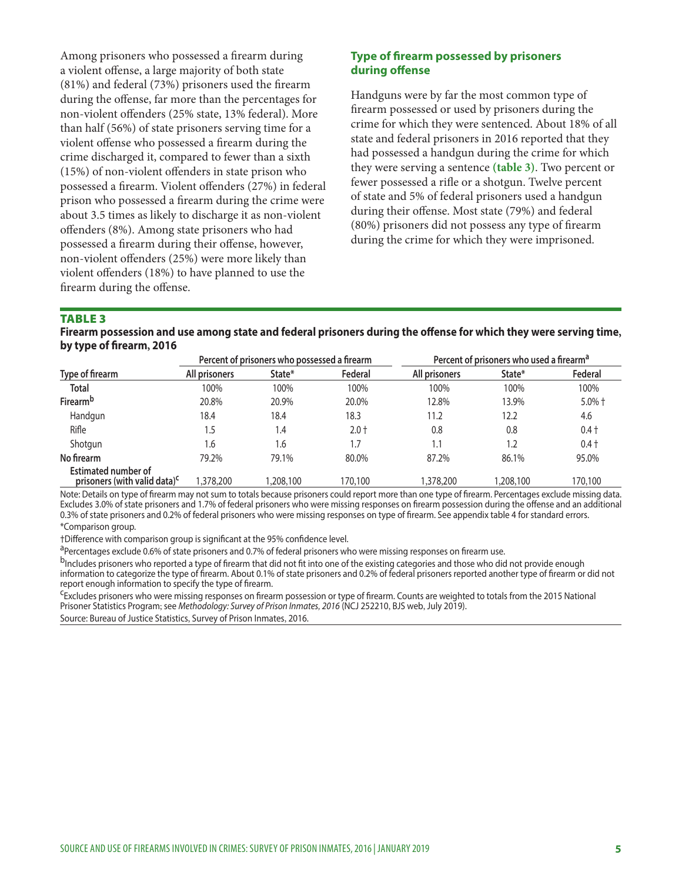Among prisoners who possessed a firearm during a violent offense, a large majority of both state (81%) and federal (73%) prisoners used the firearm during the offense, far more than the percentages for non-violent offenders (25% state, 13% federal). More than half (56%) of state prisoners serving time for a violent offense who possessed a firearm during the crime discharged it, compared to fewer than a sixth (15%) of non-violent offenders in state prison who possessed a firearm. Violent offenders (27%) in federal prison who possessed a firearm during the crime were about 3.5 times as likely to discharge it as non-violent offenders (8%). Among state prisoners who had possessed a firearm during their offense, however, non-violent offenders (25%) were more likely than violent offenders (18%) to have planned to use the firearm during the offense.

### Type of firearm possessed by prisoners during offense

Handguns were by far the most common type of firearm possessed or used by prisoners during the crime for which they were sentenced. About 18% of all state and federal prisoners in 2016 reported that they had possessed a handgun during the crime for which they were serving a sentence **(table 3)**. Two percent or fewer possessed a rifle or a shotgun. Twelve percent of state and 5% of federal prisoners used a handgun during their offense. Most state (79%) and federal (80%) prisoners did not possess any type of firearm during the crime for which they were imprisoned.

**TABLE 3**

**Firearm possession and use among state and federal prisoners during the offense for which they were serving time, by type of firearm, 2016**

| | Percent of prisoners who possessed a firearm | | | Percent of prisoners who used a firearm[a] | | |
|---|---|---|---|---|---|---|
| Type of firearm | All prisoners | State* | Federal | All prisoners | State* | Federal |
| **Total** | 100% | 100% | 100% | 100% | 100% | 100% |
| **Firearm**[b] | 20.8% | 20.9% | 20.0% | 12.8% | 13.9% | 5.0% † |
| Handgun | 18.4 | 18.4 | 18.3 | 11.2 | 12.2 | 4.6 |
| Rifle | 1.5 | 1.4 | 2.0 † | 0.8 | 0.8 | 0.4 † |
| Shotgun | 1.6 | 1.6 | 1.7 | 1.1 | 1.2 | 0.4 † |
| **No firearm** | 79.2% | 79.1% | 80.0% | 87.2% | 86.1% | 95.0% |
| **Estimated number of prisoners (with valid data)**[c] | 1,378,200 | 1,208,100 | 170,100 | 1,378,200 | 1,208,100 | 170,100 |

Note: Details on type of firearm may not sum to totals because prisoners could report more than one type of firearm. Percentages exclude missing data. Excludes 3.0% of state prisoners and 1.7% of federal prisoners who were missing responses on firearm possession during the offense and an additional 0.3% of state prisoners and 0.2% of federal prisoners who were missing responses on type of firearm. See appendix table 4 for standard errors.

*Comparison group.

†Difference with comparison group is significant at the 95% confidence level.

[a]Percentages exclude 0.6% of state prisoners and 0.7% of federal prisoners who were missing responses on firearm use.

[b]Includes prisoners who reported a type of firearm that did not fit into one of the existing categories and those who did not provide enough information to categorize the type of firearm. About 0.1% of state prisoners and 0.2% of federal prisoners reported another type of firearm or did not report enough information to specify the type of firearm.

[c]Excludes prisoners who were missing responses on firearm possession or type of firearm. Counts are weighted to totals from the 2015 National Prisoner Statistics Program; see *Methodology: Survey of Prison Inmates, 2016* (NCJ 252210, BJS web, July 2019).

Source: Bureau of Justice Statistics, Survey of Prison Inmates, 2016.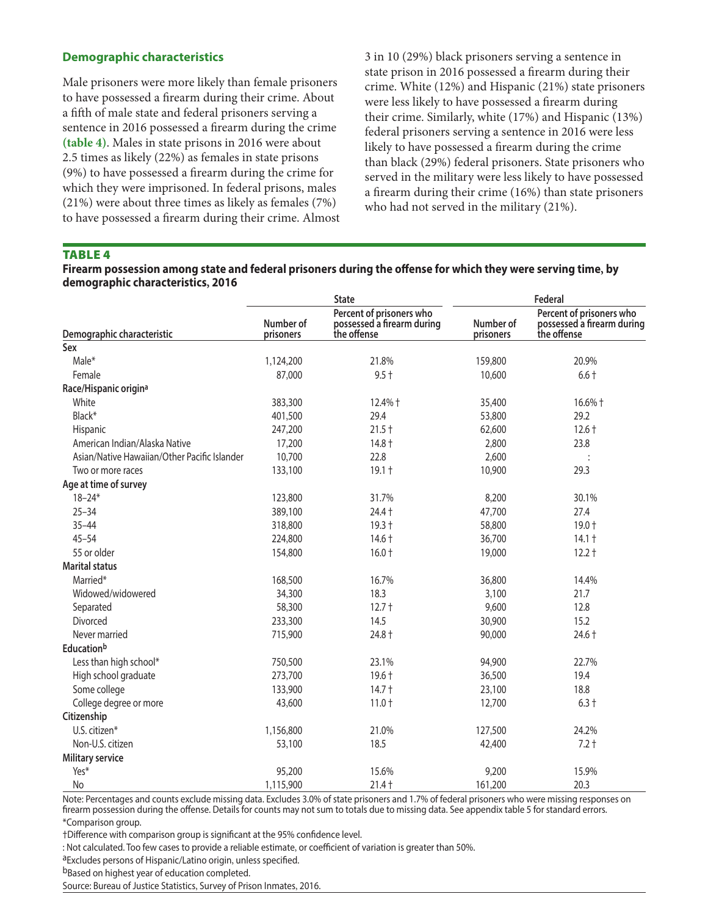### Demographic characteristics

Male prisoners were more likely than female prisoners to have possessed a firearm during their crime. About a fifth of male state and federal prisoners serving a sentence in 2016 possessed a firearm during the crime **(table 4)**. Males in state prisons in 2016 were about 2.5 times as likely (22%) as females in state prisons (9%) to have possessed a firearm during the crime for which they were imprisoned. In federal prisons, males (21%) were about three times as likely as females (7%) to have possessed a firearm during their crime. Almost 3 in 10 (29%) black prisoners serving a sentence in state prison in 2016 possessed a firearm during their crime. White (12%) and Hispanic (21%) state prisoners were less likely to have possessed a firearm during their crime. Similarly, white (17%) and Hispanic (13%) federal prisoners serving a sentence in 2016 were less likely to have possessed a firearm during the crime than black (29%) federal prisoners. State prisoners who served in the military were less likely to have possessed a firearm during their crime (16%) than state prisoners who had not served in the military (21%).

**TABLE 4**

**Firearm possession among state and federal prisoners during the offense for which they were serving time, by demographic characteristics, 2016**

| | State | | Federal | |
|---|---|---|---|---|
| Demographic characteristic | Number of prisoners | Percent of prisoners who possessed a firearm during the offense | Number of prisoners | Percent of prisoners who possessed a firearm during the offense |
| **Sex** | | | | |
| Male* | 1,124,200 | 21.8% | 159,800 | 20.9% |
| Female | 87,000 | 9.5 † | 10,600 | 6.6 † |
| **Race/Hispanic origin[a]** | | | | |
| White | 383,300 | 12.4% † | 35,400 | 16.6% † |
| Black* | 401,500 | 29.4 | 53,800 | 29.2 |
| Hispanic | 247,200 | 21.5 † | 62,600 | 12.6 † |
| American Indian/Alaska Native | 17,200 | 14.8 † | 2,800 | 23.8 |
| Asian/Native Hawaiian/Other Pacific Islander | 10,700 | 22.8 | 2,600 | : |
| Two or more races | 133,100 | 19.1 † | 10,900 | 29.3 |
| **Age at time of survey** | | | | |
| 18–24* | 123,800 | 31.7% | 8,200 | 30.1% |
| 25–34 | 389,100 | 24.4 † | 47,700 | 27.4 |
| 35–44 | 318,800 | 19.3 † | 58,800 | 19.0 † |
| 45–54 | 224,800 | 14.6 † | 36,700 | 14.1 † |
| 55 or older | 154,800 | 16.0 † | 19,000 | 12.2 † |
| **Marital status** | | | | |
| Married* | 168,500 | 16.7% | 36,800 | 14.4% |
| Widowed/widowered | 34,300 | 18.3 | 3,100 | 21.7 |
| Separated | 58,300 | 12.7 † | 9,600 | 12.8 |
| Divorced | 233,300 | 14.5 | 30,900 | 15.2 |
| Never married | 715,900 | 24.8 † | 90,000 | 24.6 † |
| **Education[b]** | | | | |
| Less than high school* | 750,500 | 23.1% | 94,900 | 22.7% |
| High school graduate | 273,700 | 19.6 † | 36,500 | 19.4 |
| Some college | 133,900 | 14.7 † | 23,100 | 18.8 |
| College degree or more | 43,600 | 11.0 † | 12,700 | 6.3 † |
| **Citizenship** | | | | |
| U.S. citizen* | 1,156,800 | 21.0% | 127,500 | 24.2% |
| Non-U.S. citizen | 53,100 | 18.5 | 42,400 | 7.2 † |
| **Military service** | | | | |
| Yes* | 95,200 | 15.6% | 9,200 | 15.9% |
| No | 1,115,900 | 21.4 † | 161,200 | 20.3 |

Note: Percentages and counts exclude missing data. Excludes 3.0% of state prisoners and 1.7% of federal prisoners who were missing responses on firearm possession during the offense. Details for counts may not sum to totals due to missing data. See appendix table 5 for standard errors.

*Comparison group.

†Difference with comparison group is significant at the 95% confidence level.

: Not calculated. Too few cases to provide a reliable estimate, or coefficient of variation is greater than 50%.

[a]Excludes persons of Hispanic/Latino origin, unless specified.

[b]Based on highest year of education completed.

Source: Bureau of Justice Statistics, Survey of Prison Inmates, 2016.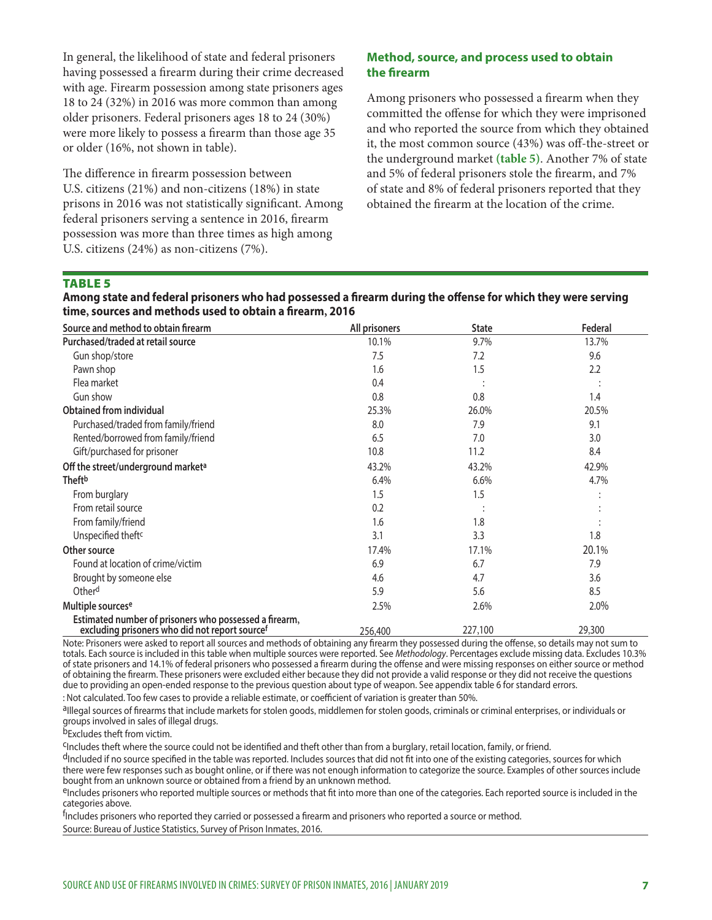In general, the likelihood of state and federal prisoners having possessed a firearm during their crime decreased with age. Firearm possession among state prisoners ages 18 to 24 (32%) in 2016 was more common than among older prisoners. Federal prisoners ages 18 to 24 (30%) were more likely to possess a firearm than those age 35 or older (16%, not shown in table).

The difference in firearm possession between U.S. citizens (21%) and non-citizens (18%) in state prisons in 2016 was not statistically significant. Among federal prisoners serving a sentence in 2016, firearm possession was more than three times as high among U.S. citizens (24%) as non-citizens (7%).

## Method, source, and process used to obtain the firearm

Among prisoners who possessed a firearm when they committed the offense for which they were imprisoned and who reported the source from which they obtained it, the most common source (43%) was off-the-street or the underground market **(table 5)**. Another 7% of state and 5% of federal prisoners stole the firearm, and 7% of state and 8% of federal prisoners reported that they obtained the firearm at the location of the crime.

**TABLE 5**

**Among state and federal prisoners who had possessed a firearm during the offense for which they were serving time, sources and methods used to obtain a firearm, 2016**

| Source and method to obtain firearm | All prisoners | State | Federal |
|---|---|---|---|
| **Purchased/traded at retail source** | 10.1% | 9.7% | 13.7% |
| Gun shop/store | 7.5 | 7.2 | 9.6 |
| Pawn shop | 1.6 | 1.5 | 2.2 |
| Flea market | 0.4 | : | : |
| Gun show | 0.8 | 0.8 | 1.4 |
| **Obtained from individual** | 25.3% | 26.0% | 20.5% |
| Purchased/traded from family/friend | 8.0 | 7.9 | 9.1 |
| Rented/borrowed from family/friend | 6.5 | 7.0 | 3.0 |
| Gift/purchased for prisoner | 10.8 | 11.2 | 8.4 |
| **Off the street/underground market[a]** | 43.2% | 43.2% | 42.9% |
| **Theft[b]** | 6.4% | 6.6% | 4.7% |
| From burglary | 1.5 | 1.5 | : |
| From retail source | 0.2 | : | : |
| From family/friend | 1.6 | 1.8 | : |
| Unspecified theft[c] | 3.1 | 3.3 | 1.8 |
| **Other source** | 17.4% | 17.1% | 20.1% |
| Found at location of crime/victim | 6.9 | 6.7 | 7.9 |
| Brought by someone else | 4.6 | 4.7 | 3.6 |
| Other[d] | 5.9 | 5.6 | 8.5 |
| **Multiple sources[e]** | 2.5% | 2.6% | 2.0% |
| **Estimated number of prisoners who possessed a firearm, excluding prisoners who did not report source[f]** | 256,400 | 227,100 | 29,300 |

Note: Prisoners were asked to report all sources and methods of obtaining any firearm they possessed during the offense, so details may not sum to totals. Each source is included in this table when multiple sources were reported. See *Methodology*. Percentages exclude missing data. Excludes 10.3% of state prisoners and 14.1% of federal prisoners who possessed a firearm during the offense and were missing responses on either source or method of obtaining the firearm. These prisoners were excluded either because they did not provide a valid response or they did not receive the questions due to providing an open-ended response to the previous question about type of weapon. See appendix table 6 for standard errors.

: Not calculated. Too few cases to provide a reliable estimate, or coefficient of variation is greater than 50%.

[a]Illegal sources of firearms that include markets for stolen goods, middlemen for stolen goods, criminals or criminal enterprises, or individuals or groups involved in sales of illegal drugs.

[b]Excludes theft from victim.

[c]Includes theft where the source could not be identified and theft other than from a burglary, retail location, family, or friend.

[d]Included if no source specified in the table was reported. Includes sources that did not fit into one of the existing categories, sources for which there were few responses such as bought online, or if there was not enough information to categorize the source. Examples of other sources include bought from an unknown source or obtained from a friend by an unknown method.

[e]Includes prisoners who reported multiple sources or methods that fit into more than one of the categories. Each reported source is included in the categories above.

[f]Includes prisoners who reported they carried or possessed a firearm and prisoners who reported a source or method.

Source: Bureau of Justice Statistics, Survey of Prison Inmates, 2016.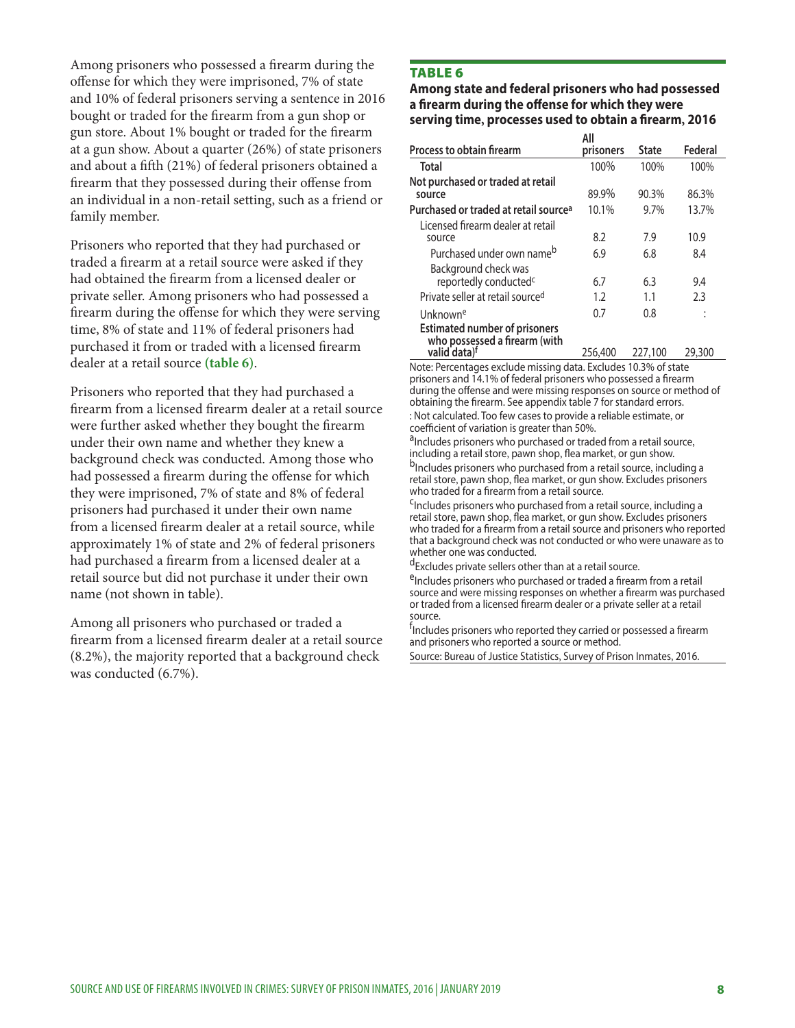Among prisoners who possessed a firearm during the offense for which they were imprisoned, 7% of state and 10% of federal prisoners serving a sentence in 2016 bought or traded for the firearm from a gun shop or gun store. About 1% bought or traded for the firearm at a gun show. About a quarter (26%) of state prisoners and about a fifth (21%) of federal prisoners obtained a firearm that they possessed during their offense from an individual in a non-retail setting, such as a friend or family member.

Prisoners who reported that they had purchased or traded a firearm at a retail source were asked if they had obtained the firearm from a licensed dealer or private seller. Among prisoners who had possessed a firearm during the offense for which they were serving time, 8% of state and 11% of federal prisoners had purchased it from or traded with a licensed firearm dealer at a retail source **(table 6)**.

Prisoners who reported that they had purchased a firearm from a licensed firearm dealer at a retail source were further asked whether they bought the firearm under their own name and whether they knew a background check was conducted. Among those who had possessed a firearm during the offense for which they were imprisoned, 7% of state and 8% of federal prisoners had purchased it under their own name from a licensed firearm dealer at a retail source, while approximately 1% of state and 2% of federal prisoners had purchased a firearm from a licensed dealer at a retail source but did not purchase it under their own name (not shown in table).

Among all prisoners who purchased or traded a firearm from a licensed firearm dealer at a retail source (8.2%), the majority reported that a background check was conducted (6.7%).

## TABLE 6

**Among state and federal prisoners who had possessed a firearm during the offense for which they were serving time, processes used to obtain a firearm, 2016**

| Process to obtain firearm | All prisoners | State | Federal |
|---|---|---|---|
| **Total** | 100% | 100% | 100% |
| **Not purchased or traded at retail source** | 89.9% | 90.3% | 86.3% |
| **Purchased or traded at retail source[a]** | 10.1% | 9.7% | 13.7% |
| Licensed firearm dealer at retail source | 8.2 | 7.9 | 10.9 |
| Purchased under own name[b] | 6.9 | 6.8 | 8.4 |
| Background check was reportedly conducted[c] | 6.7 | 6.3 | 9.4 |
| Private seller at retail source[d] | 1.2 | 1.1 | 2.3 |
| Unknown[e] | 0.7 | 0.8 | : |
| **Estimated number of prisoners who possessed a firearm (with valid data)[f]** | 256,400 | 227,100 | 29,300 |

Note: Percentages exclude missing data. Excludes 10.3% of state prisoners and 14.1% of federal prisoners who possessed a firearm during the offense and were missing responses on source or method of obtaining the firearm. See appendix table 7 for standard errors.

: Not calculated. Too few cases to provide a reliable estimate, or coefficient of variation is greater than 50%.

[a]Includes prisoners who purchased or traded from a retail source, including a retail store, pawn shop, flea market, or gun show.

[b]Includes prisoners who purchased from a retail source, including a retail store, pawn shop, flea market, or gun show. Excludes prisoners who traded for a firearm from a retail source.

[c]Includes prisoners who purchased from a retail source, including a retail store, pawn shop, flea market, or gun show. Excludes prisoners who traded for a firearm from a retail source and prisoners who reported that a background check was not conducted or who were unaware as to whether one was conducted.

[d]Excludes private sellers other than at a retail source.

[e]Includes prisoners who purchased or traded a firearm from a retail source and were missing responses on whether a firearm was purchased or traded from a licensed firearm dealer or a private seller at a retail source.

[f]Includes prisoners who reported they carried or possessed a firearm and prisoners who reported a source or method.

Source: Bureau of Justice Statistics, Survey of Prison Inmates, 2016.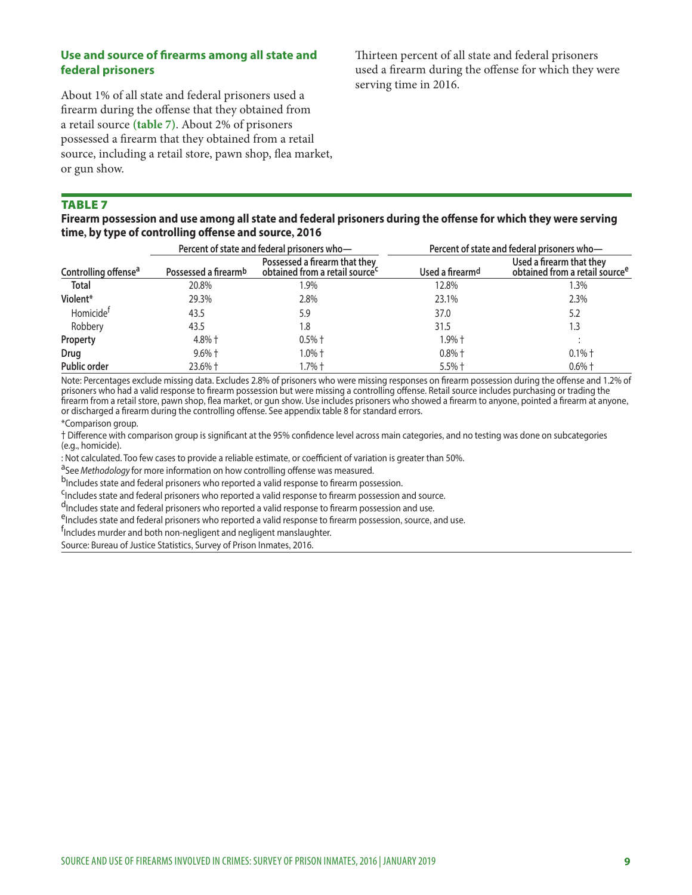### Use and source of firearms among all state and federal prisoners

About 1% of all state and federal prisoners used a firearm during the offense that they obtained from a retail source **(table 7)**. About 2% of prisoners possessed a firearm that they obtained from a retail source, including a retail store, pawn shop, flea market, or gun show.

Thirteen percent of all state and federal prisoners used a firearm during the offense for which they were serving time in 2016.

## TABLE 7

**Firearm possession and use among all state and federal prisoners during the offense for which they were serving time, by type of controlling offense and source, 2016**

| | Percent of state and federal prisoners who— | | Percent of state and federal prisoners who— | |
|---|---|---|---|---|
| Controlling offense[a] | Possessed a firearm[b] | Possessed a firearm that they obtained from a retail source[c] | Used a firearm[d] | Used a firearm that they obtained from a retail source[e] |
| **Total** | 20.8% | 1.9% | 12.8% | 1.3% |
| **Violent*** | 29.3% | 2.8% | 23.1% | 2.3% |
| Homicide[f] | 43.5 | 5.9 | 37.0 | 5.2 |
| Robbery | 43.5 | 1.8 | 31.5 | 1.3 |
| **Property** | 4.8% † | 0.5% † | 1.9% † | : |
| **Drug** | 9.6% † | 1.0% † | 0.8% † | 0.1% † |
| **Public order** | 23.6% † | 1.7% † | 5.5% † | 0.6% † |

Note: Percentages exclude missing data. Excludes 2.8% of prisoners who were missing responses on firearm possession during the offense and 1.2% of prisoners who had a valid response to firearm possession but were missing a controlling offense. Retail source includes purchasing or trading the firearm from a retail store, pawn shop, flea market, or gun show. Use includes prisoners who showed a firearm to anyone, pointed a firearm at anyone, or discharged a firearm during the controlling offense. See appendix table 8 for standard errors.

*Comparison group.

† Difference with comparison group is significant at the 95% confidence level across main categories, and no testing was done on subcategories (e.g., homicide).

: Not calculated. Too few cases to provide a reliable estimate, or coefficient of variation is greater than 50%.

[a]See *Methodology* for more information on how controlling offense was measured.

[b]Includes state and federal prisoners who reported a valid response to firearm possession.

[c]Includes state and federal prisoners who reported a valid response to firearm possession and source.

[d]Includes state and federal prisoners who reported a valid response to firearm possession and use.

[e]Includes state and federal prisoners who reported a valid response to firearm possession, source, and use.

[f]Includes murder and both non-negligent and negligent manslaughter.

Source: Bureau of Justice Statistics, Survey of Prison Inmates, 2016.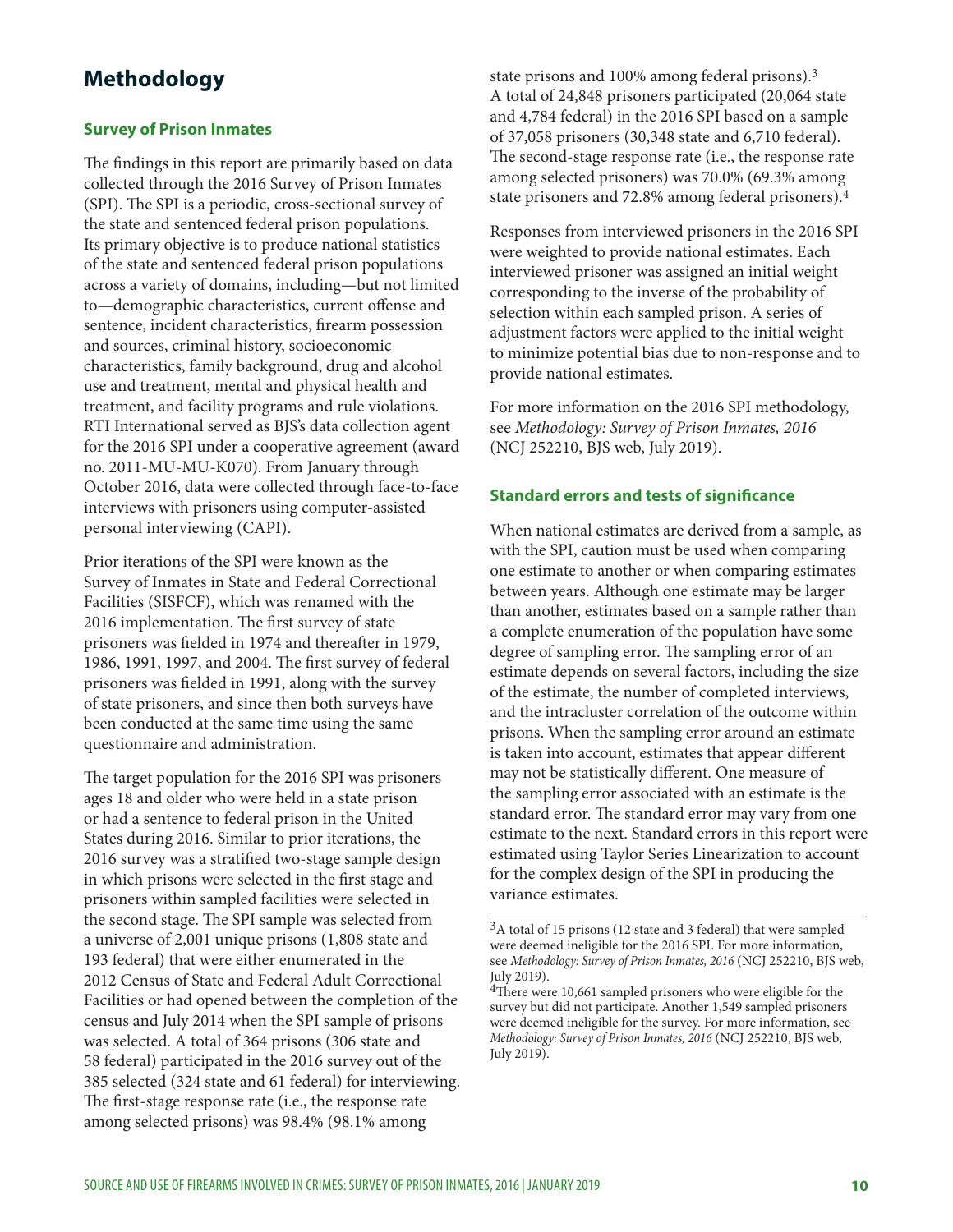## Methodology

### Survey of Prison Inmates

The findings in this report are primarily based on data collected through the 2016 Survey of Prison Inmates (SPI). The SPI is a periodic, cross-sectional survey of the state and sentenced federal prison populations. Its primary objective is to produce national statistics of the state and sentenced federal prison populations across a variety of domains, including—but not limited to—demographic characteristics, current offense and sentence, incident characteristics, firearm possession and sources, criminal history, socioeconomic characteristics, family background, drug and alcohol use and treatment, mental and physical health and treatment, and facility programs and rule violations. RTI International served as BJS's data collection agent for the 2016 SPI under a cooperative agreement (award no. 2011-MU-MU-K070). From January through October 2016, data were collected through face-to-face interviews with prisoners using computer-assisted personal interviewing (CAPI).

Prior iterations of the SPI were known as the Survey of Inmates in State and Federal Correctional Facilities (SISFCF), which was renamed with the 2016 implementation. The first survey of state prisoners was fielded in 1974 and thereafter in 1979, 1986, 1991, 1997, and 2004. The first survey of federal prisoners was fielded in 1991, along with the survey of state prisoners, and since then both surveys have been conducted at the same time using the same questionnaire and administration.

The target population for the 2016 SPI was prisoners ages 18 and older who were held in a state prison or had a sentence to federal prison in the United States during 2016. Similar to prior iterations, the 2016 survey was a stratified two-stage sample design in which prisons were selected in the first stage and prisoners within sampled facilities were selected in the second stage. The SPI sample was selected from a universe of 2,001 unique prisons (1,808 state and 193 federal) that were either enumerated in the 2012 Census of State and Federal Adult Correctional Facilities or had opened between the completion of the census and July 2014 when the SPI sample of prisons was selected. A total of 364 prisons (306 state and 58 federal) participated in the 2016 survey out of the 385 selected (324 state and 61 federal) for interviewing. The first-stage response rate (i.e., the response rate among selected prisons) was 98.4% (98.1% among state prisons and 100% among federal prisons).[3] A total of 24,848 prisoners participated (20,064 state and 4,784 federal) in the 2016 SPI based on a sample of 37,058 prisoners (30,348 state and 6,710 federal). The second-stage response rate (i.e., the response rate among selected prisoners) was 70.0% (69.3% among state prisoners and 72.8% among federal prisoners).[4]

Responses from interviewed prisoners in the 2016 SPI were weighted to provide national estimates. Each interviewed prisoner was assigned an initial weight corresponding to the inverse of the probability of selection within each sampled prison. A series of adjustment factors were applied to the initial weight to minimize potential bias due to non-response and to provide national estimates.

For more information on the 2016 SPI methodology, see *Methodology: Survey of Prison Inmates, 2016* (NCJ 252210, BJS web, July 2019).

### Standard errors and tests of significance

When national estimates are derived from a sample, as with the SPI, caution must be used when comparing one estimate to another or when comparing estimates between years. Although one estimate may be larger than another, estimates based on a sample rather than a complete enumeration of the population have some degree of sampling error. The sampling error of an estimate depends on several factors, including the size of the estimate, the number of completed interviews, and the intracluster correlation of the outcome within prisons. When the sampling error around an estimate is taken into account, estimates that appear different may not be statistically different. One measure of the sampling error associated with an estimate is the standard error. The standard error may vary from one estimate to the next. Standard errors in this report were estimated using Taylor Series Linearization to account for the complex design of the SPI in producing the variance estimates.

[3]A total of 15 prisons (12 state and 3 federal) that were sampled were deemed ineligible for the 2016 SPI. For more information, see *Methodology: Survey of Prison Inmates, 2016* (NCJ 252210, BJS web, July 2019).

[4]There were 10,661 sampled prisoners who were eligible for the survey but did not participate. Another 1,549 sampled prisoners were deemed ineligible for the survey. For more information, see *Methodology: Survey of Prison Inmates, 2016* (NCJ 252210, BJS web, July 2019).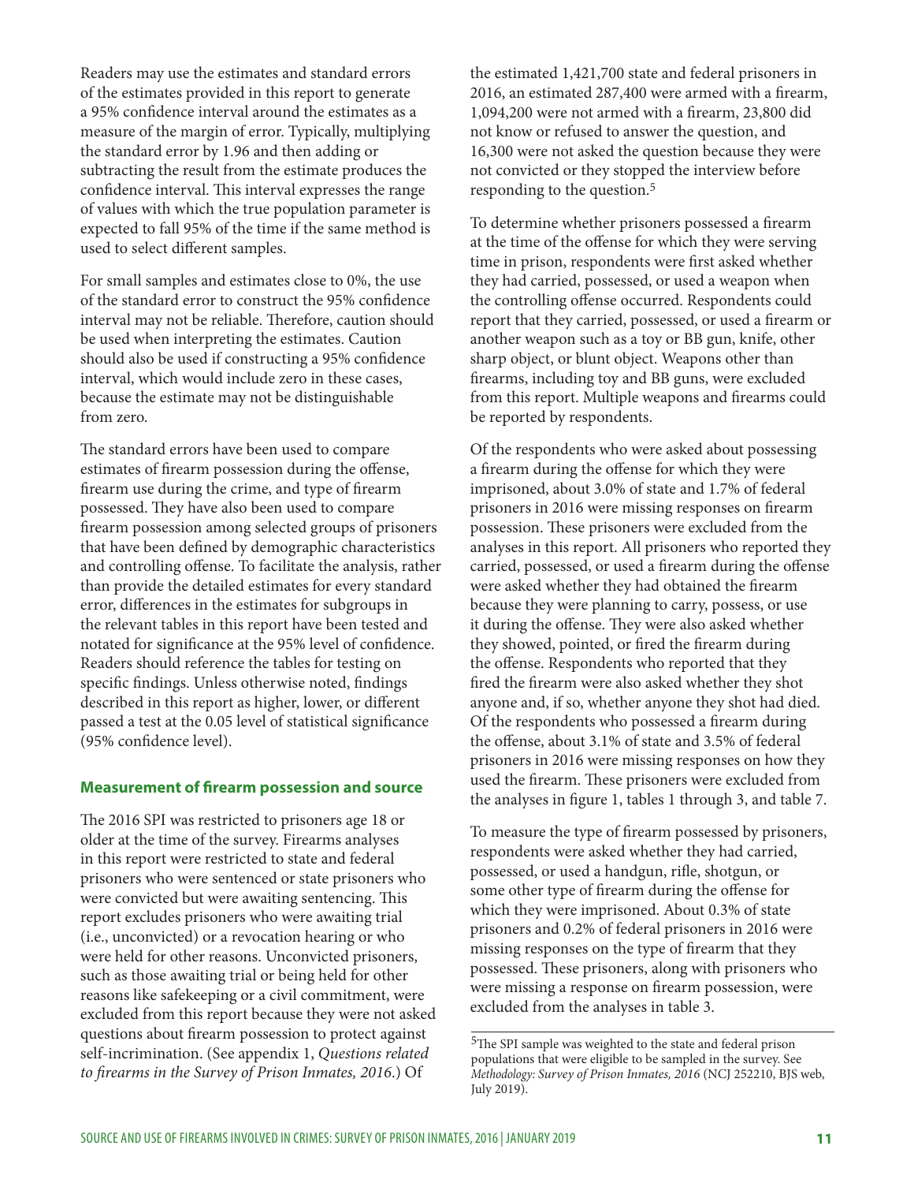Readers may use the estimates and standard errors of the estimates provided in this report to generate a 95% confidence interval around the estimates as a measure of the margin of error. Typically, multiplying the standard error by 1.96 and then adding or subtracting the result from the estimate produces the confidence interval. This interval expresses the range of values with which the true population parameter is expected to fall 95% of the time if the same method is used to select different samples.

For small samples and estimates close to 0%, the use of the standard error to construct the 95% confidence interval may not be reliable. Therefore, caution should be used when interpreting the estimates. Caution should also be used if constructing a 95% confidence interval, which would include zero in these cases, because the estimate may not be distinguishable from zero.

The standard errors have been used to compare estimates of firearm possession during the offense, firearm use during the crime, and type of firearm possessed. They have also been used to compare firearm possession among selected groups of prisoners that have been defined by demographic characteristics and controlling offense. To facilitate the analysis, rather than provide the detailed estimates for every standard error, differences in the estimates for subgroups in the relevant tables in this report have been tested and notated for significance at the 95% level of confidence. Readers should reference the tables for testing on specific findings. Unless otherwise noted, findings described in this report as higher, lower, or different passed a test at the 0.05 level of statistical significance (95% confidence level).

### Measurement of firearm possession and source

The 2016 SPI was restricted to prisoners age 18 or older at the time of the survey. Firearms analyses in this report were restricted to state and federal prisoners who were sentenced or state prisoners who were convicted but were awaiting sentencing. This report excludes prisoners who were awaiting trial (i.e., unconvicted) or a revocation hearing or who were held for other reasons. Unconvicted prisoners, such as those awaiting trial or being held for other reasons like safekeeping or a civil commitment, were excluded from this report because they were not asked questions about firearm possession to protect against self-incrimination. (See appendix 1, *Questions related to firearms in the Survey of Prison Inmates, 2016*.) Of the estimated 1,421,700 state and federal prisoners in 2016, an estimated 287,400 were armed with a firearm, 1,094,200 were not armed with a firearm, 23,800 did not know or refused to answer the question, and 16,300 were not asked the question because they were not convicted or they stopped the interview before responding to the question.[5]

To determine whether prisoners possessed a firearm at the time of the offense for which they were serving time in prison, respondents were first asked whether they had carried, possessed, or used a weapon when the controlling offense occurred. Respondents could report that they carried, possessed, or used a firearm or another weapon such as a toy or BB gun, knife, other sharp object, or blunt object. Weapons other than firearms, including toy and BB guns, were excluded from this report. Multiple weapons and firearms could be reported by respondents.

Of the respondents who were asked about possessing a firearm during the offense for which they were imprisoned, about 3.0% of state and 1.7% of federal prisoners in 2016 were missing responses on firearm possession. These prisoners were excluded from the analyses in this report. All prisoners who reported they carried, possessed, or used a firearm during the offense were asked whether they had obtained the firearm because they were planning to carry, possess, or use it during the offense. They were also asked whether they showed, pointed, or fired the firearm during the offense. Respondents who reported that they fired the firearm were also asked whether they shot anyone and, if so, whether anyone they shot had died. Of the respondents who possessed a firearm during the offense, about 3.1% of state and 3.5% of federal prisoners in 2016 were missing responses on how they used the firearm. These prisoners were excluded from the analyses in figure 1, tables 1 through 3, and table 7.

To measure the type of firearm possessed by prisoners, respondents were asked whether they had carried, possessed, or used a handgun, rifle, shotgun, or some other type of firearm during the offense for which they were imprisoned. About 0.3% of state prisoners and 0.2% of federal prisoners in 2016 were missing responses on the type of firearm that they possessed. These prisoners, along with prisoners who were missing a response on firearm possession, were excluded from the analyses in table 3.

[5]The SPI sample was weighted to the state and federal prison populations that were eligible to be sampled in the survey. See *Methodology: Survey of Prison Inmates, 2016* (NCJ 252210, BJS web, July 2019).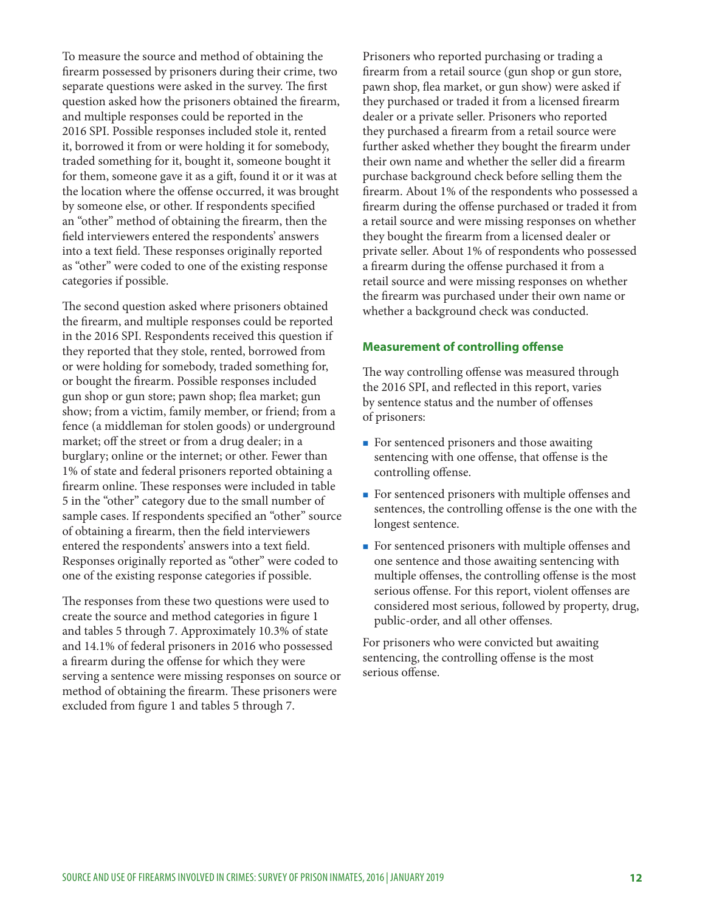To measure the source and method of obtaining the firearm possessed by prisoners during their crime, two separate questions were asked in the survey. The first question asked how the prisoners obtained the firearm, and multiple responses could be reported in the 2016 SPI. Possible responses included stole it, rented it, borrowed it from or were holding it for somebody, traded something for it, bought it, someone bought it for them, someone gave it as a gift, found it or it was at the location where the offense occurred, it was brought by someone else, or other. If respondents specified an "other" method of obtaining the firearm, then the field interviewers entered the respondents' answers into a text field. These responses originally reported as "other" were coded to one of the existing response categories if possible.

The second question asked where prisoners obtained the firearm, and multiple responses could be reported in the 2016 SPI. Respondents received this question if they reported that they stole, rented, borrowed from or were holding for somebody, traded something for, or bought the firearm. Possible responses included gun shop or gun store; pawn shop; flea market; gun show; from a victim, family member, or friend; from a fence (a middleman for stolen goods) or underground market; off the street or from a drug dealer; in a burglary; online or the internet; or other. Fewer than 1% of state and federal prisoners reported obtaining a firearm online. These responses were included in table 5 in the "other" category due to the small number of sample cases. If respondents specified an "other" source of obtaining a firearm, then the field interviewers entered the respondents' answers into a text field. Responses originally reported as "other" were coded to one of the existing response categories if possible.

The responses from these two questions were used to create the source and method categories in figure 1 and tables 5 through 7. Approximately 10.3% of state and 14.1% of federal prisoners in 2016 who possessed a firearm during the offense for which they were serving a sentence were missing responses on source or method of obtaining the firearm. These prisoners were excluded from figure 1 and tables 5 through 7.

Prisoners who reported purchasing or trading a firearm from a retail source (gun shop or gun store, pawn shop, flea market, or gun show) were asked if they purchased or traded it from a licensed firearm dealer or a private seller. Prisoners who reported they purchased a firearm from a retail source were further asked whether they bought the firearm under their own name and whether the seller did a firearm purchase background check before selling them the firearm. About 1% of the respondents who possessed a firearm during the offense purchased or traded it from a retail source and were missing responses on whether they bought the firearm from a licensed dealer or private seller. About 1% of respondents who possessed a firearm during the offense purchased it from a retail source and were missing responses on whether the firearm was purchased under their own name or whether a background check was conducted.

### Measurement of controlling offense

The way controlling offense was measured through the 2016 SPI, and reflected in this report, varies by sentence status and the number of offenses of prisoners:

- For sentenced prisoners and those awaiting sentencing with one offense, that offense is the controlling offense.
- For sentenced prisoners with multiple offenses and sentences, the controlling offense is the one with the longest sentence.
- For sentenced prisoners with multiple offenses and one sentence and those awaiting sentencing with multiple offenses, the controlling offense is the most serious offense. For this report, violent offenses are considered most serious, followed by property, drug, public-order, and all other offenses.

For prisoners who were convicted but awaiting sentencing, the controlling offense is the most serious offense.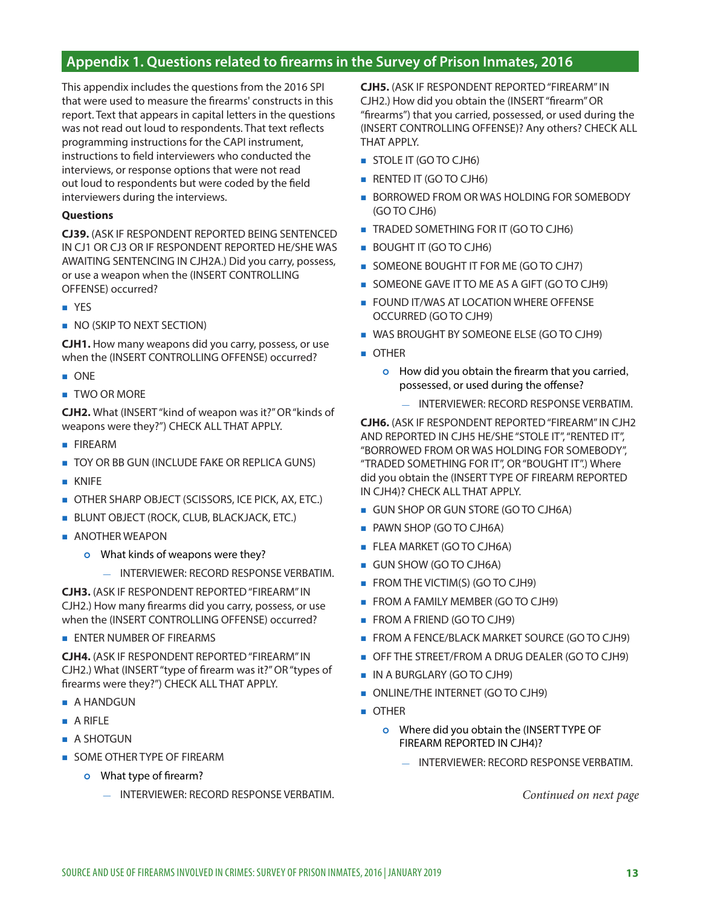## Appendix 1. Questions related to firearms in the Survey of Prison Inmates, 2016

This appendix includes the questions from the 2016 SPI that were used to measure the firearms' constructs in this report. Text that appears in capital letters in the questions was not read out loud to respondents. That text reflects programming instructions for the CAPI instrument, instructions to field interviewers who conducted the interviews, or response options that were not read out loud to respondents but were coded by the field interviewers during the interviews.

**Questions**

**CJ39.** (ASK IF RESPONDENT REPORTED BEING SENTENCED IN CJ1 OR CJ3 OR IF RESPONDENT REPORTED HE/SHE WAS AWAITING SENTENCING IN CJH2A.) Did you carry, possess, or use a weapon when the (INSERT CONTROLLING OFFENSE) occurred?

- YES
- NO (SKIP TO NEXT SECTION)

**CJH1.** How many weapons did you carry, possess, or use when the (INSERT CONTROLLING OFFENSE) occurred?

- ONE
- TWO OR MORE

**CJH2.** What (INSERT "kind of weapon was it?" OR "kinds of weapons were they?") CHECK ALL THAT APPLY.

- FIREARM
- TOY OR BB GUN (INCLUDE FAKE OR REPLICA GUNS)
- KNIFE
- OTHER SHARP OBJECT (SCISSORS, ICE PICK, AX, ETC.)
- BLUNT OBJECT (ROCK, CLUB, BLACKJACK, ETC.)
- ANOTHER WEAPON
  - What kinds of weapons were they?
    - INTERVIEWER: RECORD RESPONSE VERBATIM.

**CJH3.** (ASK IF RESPONDENT REPORTED "FIREARM" IN CJH2.) How many firearms did you carry, possess, or use when the (INSERT CONTROLLING OFFENSE) occurred?

- ENTER NUMBER OF FIREARMS

**CJH4.** (ASK IF RESPONDENT REPORTED "FIREARM" IN CJH2.) What (INSERT "type of firearm was it?" OR "types of firearms were they?") CHECK ALL THAT APPLY.

- A HANDGUN
- A RIFLE
- A SHOTGUN
- SOME OTHER TYPE OF FIREARM
  - What type of firearm?
    - INTERVIEWER: RECORD RESPONSE VERBATIM.

**CJH5.** (ASK IF RESPONDENT REPORTED "FIREARM" IN CJH2.) How did you obtain the (INSERT "firearm" OR "firearms") that you carried, possessed, or used during the (INSERT CONTROLLING OFFENSE)? Any others? CHECK ALL THAT APPLY.

- STOLE IT (GO TO CJH6)
- RENTED IT (GO TO CJH6)
- BORROWED FROM OR WAS HOLDING FOR SOMEBODY (GO TO CJH6)
- TRADED SOMETHING FOR IT (GO TO CJH6)
- BOUGHT IT (GO TO CJH6)
- SOMEONE BOUGHT IT FOR ME (GO TO CJH7)
- SOMEONE GAVE IT TO ME AS A GIFT (GO TO CJH9)
- FOUND IT/WAS AT LOCATION WHERE OFFENSE OCCURRED (GO TO CJH9)
- WAS BROUGHT BY SOMEONE ELSE (GO TO CJH9)
- OTHER
  - How did you obtain the firearm that you carried, possessed, or used during the offense?
    - INTERVIEWER: RECORD RESPONSE VERBATIM.

**CJH6.** (ASK IF RESPONDENT REPORTED "FIREARM" IN CJH2 AND REPORTED IN CJH5 HE/SHE "STOLE IT", "RENTED IT", "BORROWED FROM OR WAS HOLDING FOR SOMEBODY", "TRADED SOMETHING FOR IT", OR "BOUGHT IT".) Where did you obtain the (INSERT TYPE OF FIREARM REPORTED IN CJH4)? CHECK ALL THAT APPLY.

- GUN SHOP OR GUN STORE (GO TO CJH6A)
- PAWN SHOP (GO TO CJH6A)
- FLEA MARKET (GO TO CJH6A)
- GUN SHOW (GO TO CJH6A)
- FROM THE VICTIM(S) (GO TO CJH9)
- FROM A FAMILY MEMBER (GO TO CJH9)
- FROM A FRIEND (GO TO CJH9)
- FROM A FENCE/BLACK MARKET SOURCE (GO TO CJH9)
- OFF THE STREET/FROM A DRUG DEALER (GO TO CJH9)
- IN A BURGLARY (GO TO CJH9)
- ONLINE/THE INTERNET (GO TO CJH9)
- OTHER
  - Where did you obtain the (INSERT TYPE OF FIREARM REPORTED IN CJH4)?
    - INTERVIEWER: RECORD RESPONSE VERBATIM.

*Continued on next page*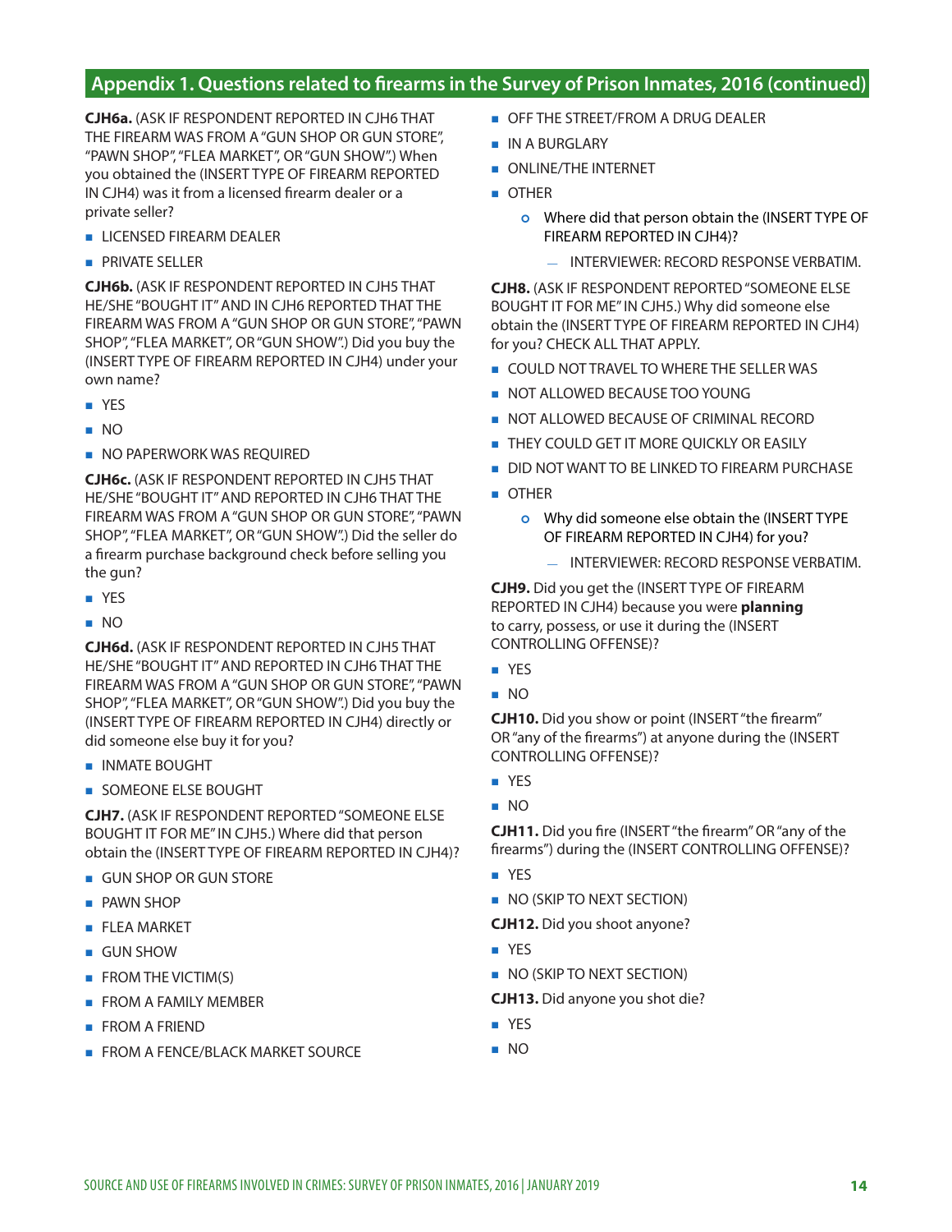## Appendix 1. Questions related to firearms in the Survey of Prison Inmates, 2016 (continued)

**CJH6a.** (ASK IF RESPONDENT REPORTED IN CJH6 THAT THE FIREARM WAS FROM A "GUN SHOP OR GUN STORE", "PAWN SHOP", "FLEA MARKET", OR "GUN SHOW".) When you obtained the (INSERT TYPE OF FIREARM REPORTED IN CJH4) was it from a licensed firearm dealer or a private seller?

- LICENSED FIREARM DEALER
- PRIVATE SELLER

**CJH6b.** (ASK IF RESPONDENT REPORTED IN CJH5 THAT HE/SHE "BOUGHT IT" AND IN CJH6 REPORTED THAT THE FIREARM WAS FROM A "GUN SHOP OR GUN STORE", "PAWN SHOP", "FLEA MARKET", OR "GUN SHOW".) Did you buy the (INSERT TYPE OF FIREARM REPORTED IN CJH4) under your own name?

- YES
- NO
- NO PAPERWORK WAS REQUIRED

**CJH6c.** (ASK IF RESPONDENT REPORTED IN CJH5 THAT HE/SHE "BOUGHT IT" AND REPORTED IN CJH6 THAT THE FIREARM WAS FROM A "GUN SHOP OR GUN STORE", "PAWN SHOP", "FLEA MARKET", OR "GUN SHOW".) Did the seller do a firearm purchase background check before selling you the gun?

- YES
- NO

**CJH6d.** (ASK IF RESPONDENT REPORTED IN CJH5 THAT HE/SHE "BOUGHT IT" AND REPORTED IN CJH6 THAT THE FIREARM WAS FROM A "GUN SHOP OR GUN STORE", "PAWN SHOP", "FLEA MARKET", OR "GUN SHOW".) Did you buy the (INSERT TYPE OF FIREARM REPORTED IN CJH4) directly or did someone else buy it for you?

- INMATE BOUGHT
- SOMEONE ELSE BOUGHT

**CJH7.** (ASK IF RESPONDENT REPORTED "SOMEONE ELSE BOUGHT IT FOR ME" IN CJH5.) Where did that person obtain the (INSERT TYPE OF FIREARM REPORTED IN CJH4)?

- GUN SHOP OR GUN STORE
- PAWN SHOP
- FLEA MARKET
- GUN SHOW
- FROM THE VICTIM(S)
- FROM A FAMILY MEMBER
- FROM A FRIEND
- FROM A FENCE/BLACK MARKET SOURCE
- OFF THE STREET/FROM A DRUG DEALER
- IN A BURGLARY
- ONLINE/THE INTERNET
- OTHER
  - Where did that person obtain the (INSERT TYPE OF FIREARM REPORTED IN CJH4)?
    - INTERVIEWER: RECORD RESPONSE VERBATIM.

**CJH8.** (ASK IF RESPONDENT REPORTED "SOMEONE ELSE BOUGHT IT FOR ME" IN CJH5.) Why did someone else obtain the (INSERT TYPE OF FIREARM REPORTED IN CJH4) for you? CHECK ALL THAT APPLY.

- COULD NOT TRAVEL TO WHERE THE SELLER WAS
- NOT ALLOWED BECAUSE TOO YOUNG
- NOT ALLOWED BECAUSE OF CRIMINAL RECORD
- THEY COULD GET IT MORE QUICKLY OR EASILY
- DID NOT WANT TO BE LINKED TO FIREARM PURCHASE
- OTHER
  - Why did someone else obtain the (INSERT TYPE OF FIREARM REPORTED IN CJH4) for you?
    - INTERVIEWER: RECORD RESPONSE VERBATIM.

**CJH9.** Did you get the (INSERT TYPE OF FIREARM REPORTED IN CJH4) because you were **planning** to carry, possess, or use it during the (INSERT CONTROLLING OFFENSE)?

- YES
- NO

**CJH10.** Did you show or point (INSERT "the firearm" OR "any of the firearms") at anyone during the (INSERT CONTROLLING OFFENSE)?

- YES
- NO

**CJH11.** Did you fire (INSERT "the firearm" OR "any of the firearms") during the (INSERT CONTROLLING OFFENSE)?

- YES
- NO (SKIP TO NEXT SECTION)

**CJH12.** Did you shoot anyone?

- YES
- NO (SKIP TO NEXT SECTION)

**CJH13.** Did anyone you shot die?

- YES
- NO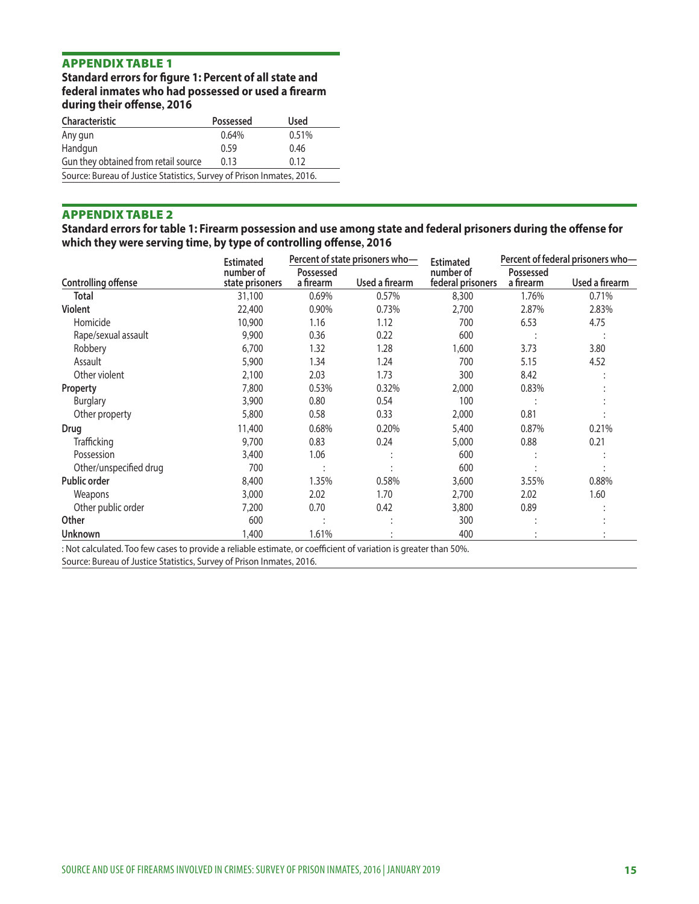## APPENDIX TABLE 1

**Standard errors for figure 1: Percent of all state and federal inmates who had possessed or used a firearm during their offense, 2016**

| Characteristic | Possessed | Used |
|---|---|---|
| Any gun | 0.64% | 0.51% |
| Handgun | 0.59 | 0.46 |
| Gun they obtained from retail source | 0.13 | 0.12 |

Source: Bureau of Justice Statistics, Survey of Prison Inmates, 2016.

## APPENDIX TABLE 2

**Standard errors for table 1: Firearm possession and use among state and federal prisoners during the offense for which they were serving time, by type of controlling offense, 2016**

| Controlling offense | Estimated number of state prisoners | Percent of state prisoners who— | | Estimated number of federal prisoners | Percent of federal prisoners who— | |
|---|---|---|---|---|---|---|
| | | Possessed a firearm | Used a firearm | | Possessed a firearm | Used a firearm |
| **Total** | 31,100 | 0.69% | 0.57% | 8,300 | 1.76% | 0.71% |
| **Violent** | 22,400 | 0.90% | 0.73% | 2,700 | 2.87% | 2.83% |
| Homicide | 10,900 | 1.16 | 1.12 | 700 | 6.53 | 4.75 |
| Rape/sexual assault | 9,900 | 0.36 | 0.22 | 600 | : | : |
| Robbery | 6,700 | 1.32 | 1.28 | 1,600 | 3.73 | 3.80 |
| Assault | 5,900 | 1.34 | 1.24 | 700 | 5.15 | 4.52 |
| Other violent | 2,100 | 2.03 | 1.73 | 300 | 8.42 | : |
| **Property** | 7,800 | 0.53% | 0.32% | 2,000 | 0.83% | : |
| Burglary | 3,900 | 0.80 | 0.54 | 100 | : | : |
| Other property | 5,800 | 0.58 | 0.33 | 2,000 | 0.81 | : |
| **Drug** | 11,400 | 0.68% | 0.20% | 5,400 | 0.87% | 0.21% |
| Trafficking | 9,700 | 0.83 | 0.24 | 5,000 | 0.88 | 0.21 |
| Possession | 3,400 | 1.06 | : | 600 | : | : |
| Other/unspecified drug | 700 | : | : | 600 | : | : |
| **Public order** | 8,400 | 1.35% | 0.58% | 3,600 | 3.55% | 0.88% |
| Weapons | 3,000 | 2.02 | 1.70 | 2,700 | 2.02 | 1.60 |
| Other public order | 7,200 | 0.70 | 0.42 | 3,800 | 0.89 | : |
| **Other** | 600 | : | : | 300 | : | : |
| **Unknown** | 1,400 | 1.61% | : | 400 | : | : |

: Not calculated. Too few cases to provide a reliable estimate, or coefficient of variation is greater than 50%.
Source: Bureau of Justice Statistics, Survey of Prison Inmates, 2016.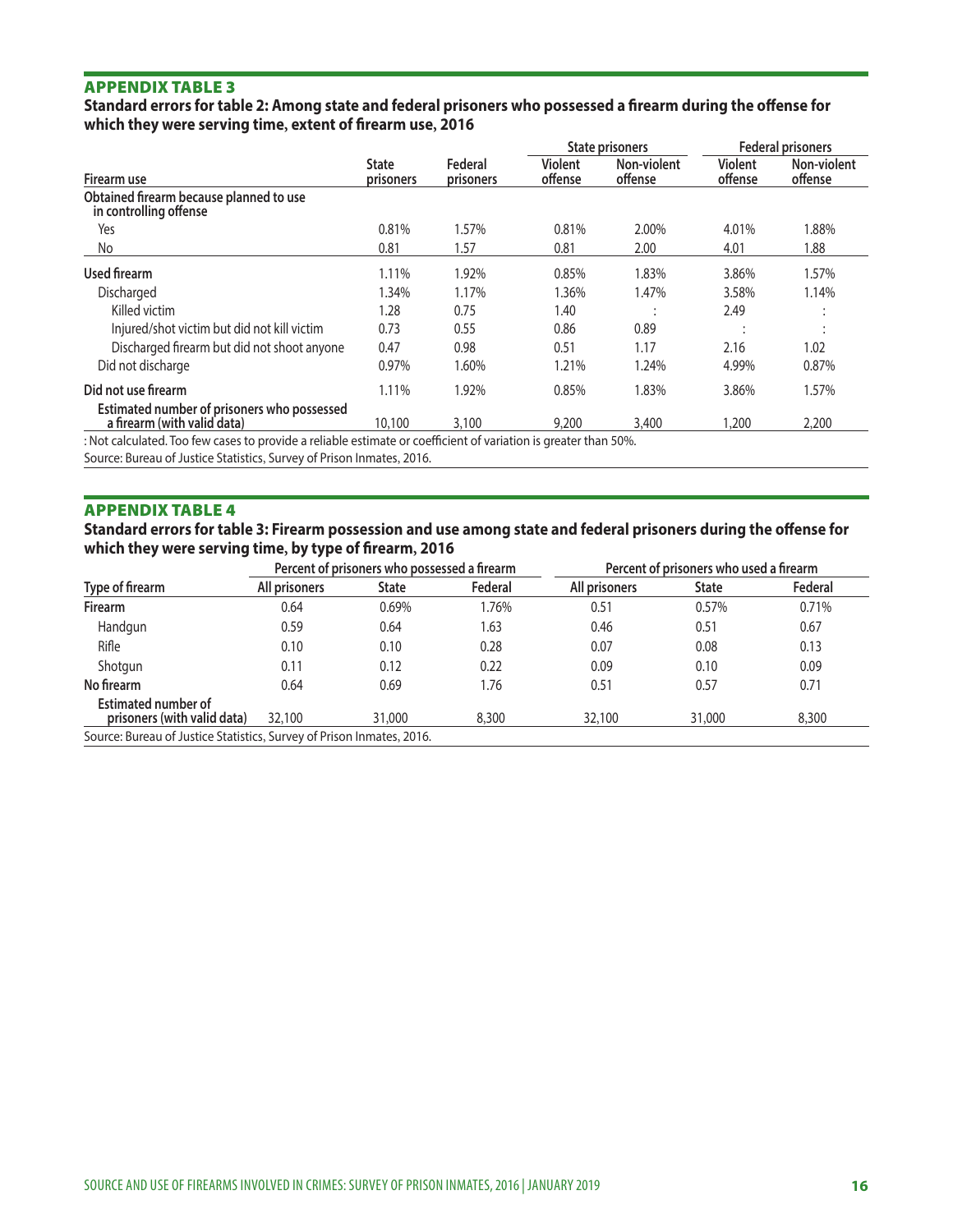## APPENDIX TABLE 3

**Standard errors for table 2: Among state and federal prisoners who possessed a firearm during the offense for which they were serving time, extent of firearm use, 2016**

| Firearm use | State prisoners | Federal prisoners | State prisoners | | Federal prisoners | |
|---|---|---|---|---|---|---|
| | | | Violent offense | Non-violent offense | Violent offense | Non-violent offense |
| **Obtained firearm because planned to use in controlling offense** | | | | | | |
| Yes | 0.81% | 1.57% | 0.81% | 2.00% | 4.01% | 1.88% |
| No | 0.81 | 1.57 | 0.81 | 2.00 | 4.01 | 1.88 |
| **Used firearm** | 1.11% | 1.92% | 0.85% | 1.83% | 3.86% | 1.57% |
| Discharged | 1.34% | 1.17% | 1.36% | 1.47% | 3.58% | 1.14% |
| Killed victim | 1.28 | 0.75 | 1.40 | : | 2.49 | : |
| Injured/shot victim but did not kill victim | 0.73 | 0.55 | 0.86 | 0.89 | : | : |
| Discharged firearm but did not shoot anyone | 0.47 | 0.98 | 0.51 | 1.17 | 2.16 | 1.02 |
| Did not discharge | 0.97% | 1.60% | 1.21% | 1.24% | 4.99% | 0.87% |
| **Did not use firearm** | 1.11% | 1.92% | 0.85% | 1.83% | 3.86% | 1.57% |
| **Estimated number of prisoners who possessed a firearm (with valid data)** | 10,100 | 3,100 | 9,200 | 3,400 | 1,200 | 2,200 |

: Not calculated. Too few cases to provide a reliable estimate or coefficient of variation is greater than 50%.

Source: Bureau of Justice Statistics, Survey of Prison Inmates, 2016.

## APPENDIX TABLE 4

**Standard errors for table 3: Firearm possession and use among state and federal prisoners during the offense for which they were serving time, by type of firearm, 2016**

| Type of firearm | Percent of prisoners who possessed a firearm | | | Percent of prisoners who used a firearm | | |
|---|---|---|---|---|---|---|
| | All prisoners | State | Federal | All prisoners | State | Federal |
| **Firearm** | 0.64 | 0.69% | 1.76% | 0.51 | 0.57% | 0.71% |
| Handgun | 0.59 | 0.64 | 1.63 | 0.46 | 0.51 | 0.67 |
| Rifle | 0.10 | 0.10 | 0.28 | 0.07 | 0.08 | 0.13 |
| Shotgun | 0.11 | 0.12 | 0.22 | 0.09 | 0.10 | 0.09 |
| **No firearm** | 0.64 | 0.69 | 1.76 | 0.51 | 0.57 | 0.71 |
| **Estimated number of prisoners (with valid data)** | 32,100 | 31,000 | 8,300 | 32,100 | 31,000 | 8,300 |

Source: Bureau of Justice Statistics, Survey of Prison Inmates, 2016.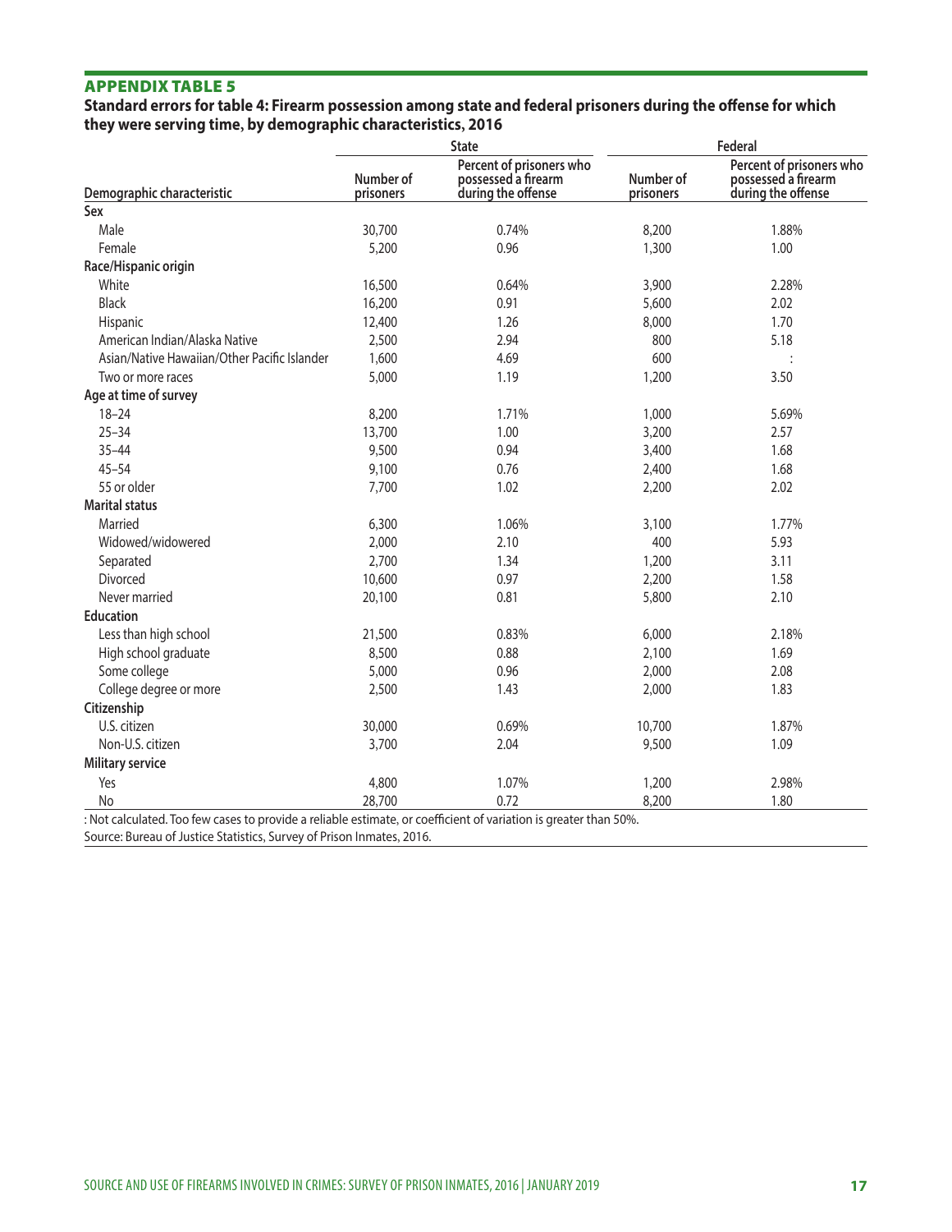## APPENDIX TABLE 5

**Standard errors for table 4: Firearm possession among state and federal prisoners during the offense for which they were serving time, by demographic characteristics, 2016**

| | State | | Federal | |
|---|---|---|---|---|
| Demographic characteristic | Number of prisoners | Percent of prisoners who possessed a firearm during the offense | Number of prisoners | Percent of prisoners who possessed a firearm during the offense |
| **Sex** | | | | |
| Male | 30,700 | 0.74% | 8,200 | 1.88% |
| Female | 5,200 | 0.96 | 1,300 | 1.00 |
| **Race/Hispanic origin** | | | | |
| White | 16,500 | 0.64% | 3,900 | 2.28% |
| Black | 16,200 | 0.91 | 5,600 | 2.02 |
| Hispanic | 12,400 | 1.26 | 8,000 | 1.70 |
| American Indian/Alaska Native | 2,500 | 2.94 | 800 | 5.18 |
| Asian/Native Hawaiian/Other Pacific Islander | 1,600 | 4.69 | 600 | : |
| Two or more races | 5,000 | 1.19 | 1,200 | 3.50 |
| **Age at time of survey** | | | | |
| 18–24 | 8,200 | 1.71% | 1,000 | 5.69% |
| 25–34 | 13,700 | 1.00 | 3,200 | 2.57 |
| 35–44 | 9,500 | 0.94 | 3,400 | 1.68 |
| 45–54 | 9,100 | 0.76 | 2,400 | 1.68 |
| 55 or older | 7,700 | 1.02 | 2,200 | 2.02 |
| **Marital status** | | | | |
| Married | 6,300 | 1.06% | 3,100 | 1.77% |
| Widowed/widowered | 2,000 | 2.10 | 400 | 5.93 |
| Separated | 2,700 | 1.34 | 1,200 | 3.11 |
| Divorced | 10,600 | 0.97 | 2,200 | 1.58 |
| Never married | 20,100 | 0.81 | 5,800 | 2.10 |
| **Education** | | | | |
| Less than high school | 21,500 | 0.83% | 6,000 | 2.18% |
| High school graduate | 8,500 | 0.88 | 2,100 | 1.69 |
| Some college | 5,000 | 0.96 | 2,000 | 2.08 |
| College degree or more | 2,500 | 1.43 | 2,000 | 1.83 |
| **Citizenship** | | | | |
| U.S. citizen | 30,000 | 0.69% | 10,700 | 1.87% |
| Non-U.S. citizen | 3,700 | 2.04 | 9,500 | 1.09 |
| **Military service** | | | | |
| Yes | 4,800 | 1.07% | 1,200 | 2.98% |
| No | 28,700 | 0.72 | 8,200 | 1.80 |

: Not calculated. Too few cases to provide a reliable estimate, or coefficient of variation is greater than 50%.
Source: Bureau of Justice Statistics, Survey of Prison Inmates, 2016.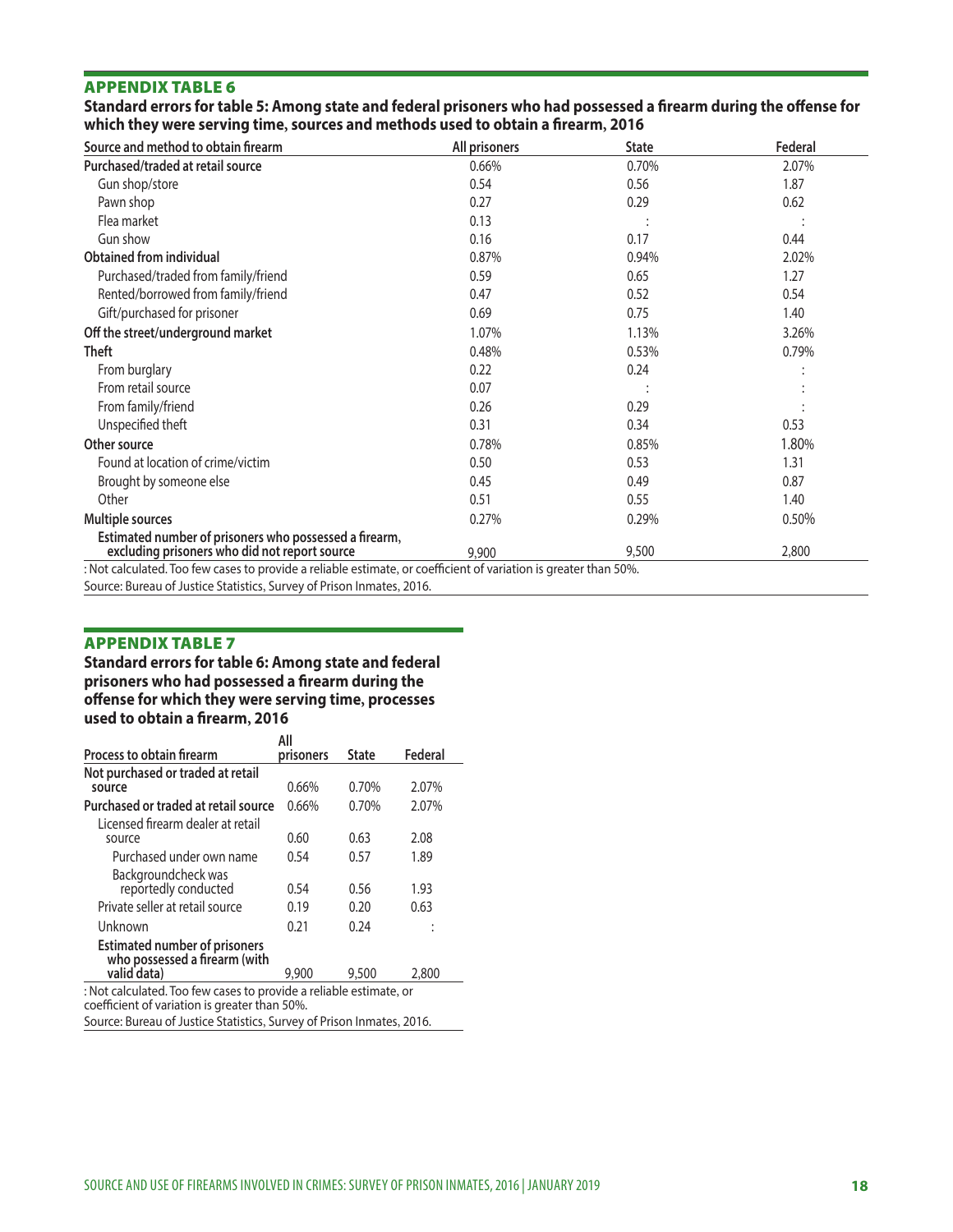## APPENDIX TABLE 6

**Standard errors for table 5: Among state and federal prisoners who had possessed a firearm during the offense for which they were serving time, sources and methods used to obtain a firearm, 2016**

| Source and method to obtain firearm | All prisoners | State | Federal |
|---|---|---|---|
| **Purchased/traded at retail source** | 0.66% | 0.70% | 2.07% |
| Gun shop/store | 0.54 | 0.56 | 1.87 |
| Pawn shop | 0.27 | 0.29 | 0.62 |
| Flea market | 0.13 | : | : |
| Gun show | 0.16 | 0.17 | 0.44 |
| **Obtained from individual** | 0.87% | 0.94% | 2.02% |
| Purchased/traded from family/friend | 0.59 | 0.65 | 1.27 |
| Rented/borrowed from family/friend | 0.47 | 0.52 | 0.54 |
| Gift/purchased for prisoner | 0.69 | 0.75 | 1.40 |
| **Off the street/underground market** | 1.07% | 1.13% | 3.26% |
| **Theft** | 0.48% | 0.53% | 0.79% |
| From burglary | 0.22 | 0.24 | : |
| From retail source | 0.07 | : | : |
| From family/friend | 0.26 | 0.29 | : |
| Unspecified theft | 0.31 | 0.34 | 0.53 |
| **Other source** | 0.78% | 0.85% | 1.80% |
| Found at location of crime/victim | 0.50 | 0.53 | 1.31 |
| Brought by someone else | 0.45 | 0.49 | 0.87 |
| Other | 0.51 | 0.55 | 1.40 |
| **Multiple sources** | 0.27% | 0.29% | 0.50% |
| **Estimated number of prisoners who possessed a firearm, excluding prisoners who did not report source** | 9,900 | 9,500 | 2,800 |

: Not calculated. Too few cases to provide a reliable estimate, or coefficient of variation is greater than 50%.

Source: Bureau of Justice Statistics, Survey of Prison Inmates, 2016.

## APPENDIX TABLE 7

**Standard errors for table 6: Among state and federal prisoners who had possessed a firearm during the offense for which they were serving time, processes used to obtain a firearm, 2016**

| Process to obtain firearm | All prisoners | State | Federal |
|---|---|---|---|
| **Not purchased or traded at retail source** | 0.66% | 0.70% | 2.07% |
| **Purchased or traded at retail source** | 0.66% | 0.70% | 2.07% |
| Licensed firearm dealer at retail source | 0.60 | 0.63 | 2.08 |
| Purchased under own name | 0.54 | 0.57 | 1.89 |
| Backgroundcheck was reportedly conducted | 0.54 | 0.56 | 1.93 |
| Private seller at retail source | 0.19 | 0.20 | 0.63 |
| Unknown | 0.21 | 0.24 | : |
| **Estimated number of prisoners who possessed a firearm (with valid data)** | 9,900 | 9,500 | 2,800 |

: Not calculated. Too few cases to provide a reliable estimate, or coefficient of variation is greater than 50%.

Source: Bureau of Justice Statistics, Survey of Prison Inmates, 2016.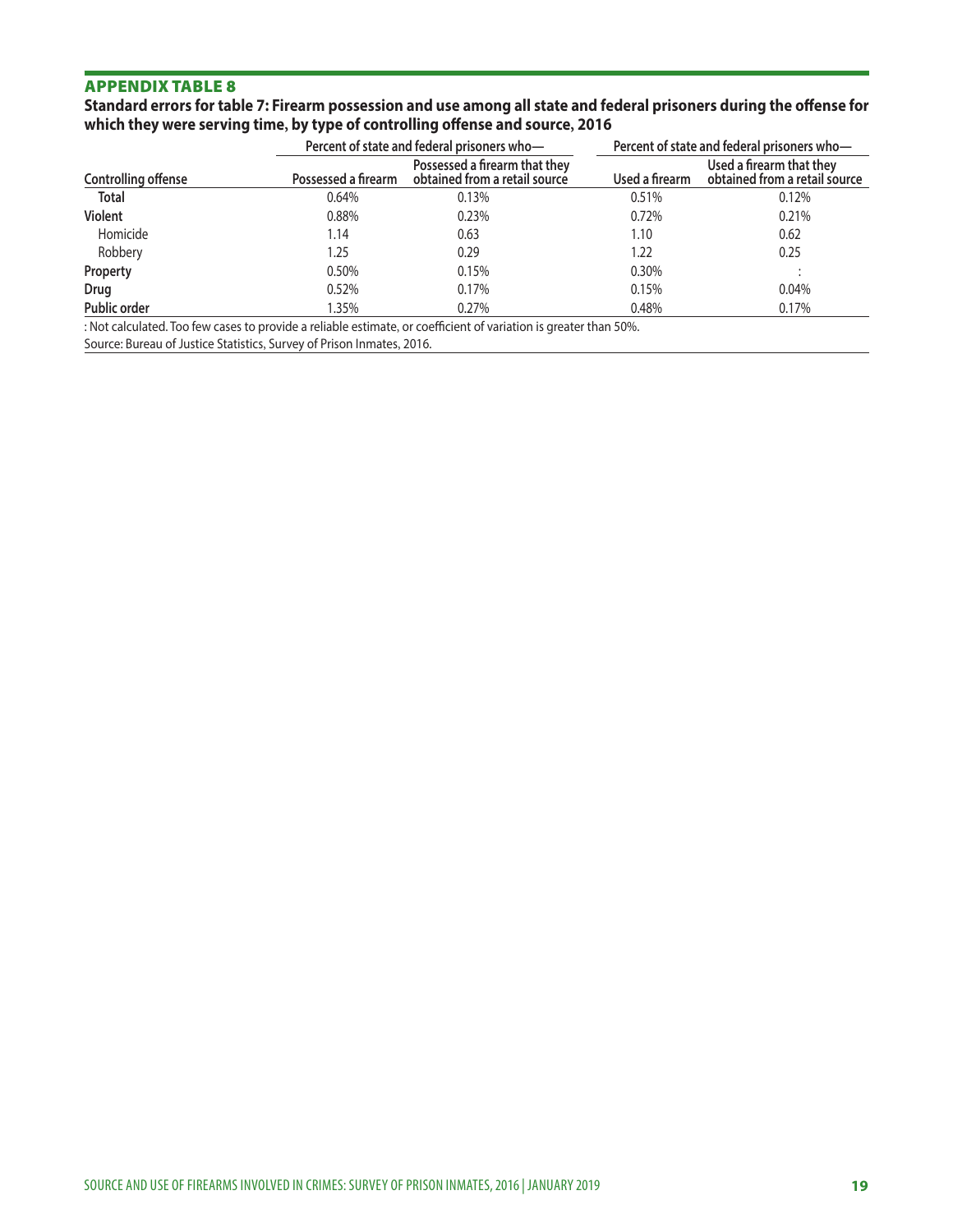## APPENDIX TABLE 8

**Standard errors for table 7: Firearm possession and use among all state and federal prisoners during the offense for which they were serving time, by type of controlling offense and source, 2016**

| | Percent of state and federal prisoners who— | | Percent of state and federal prisoners who— | |
|---|---|---|---|---|
| **Controlling offense** | **Possessed a firearm** | **Possessed a firearm that they obtained from a retail source** | **Used a firearm** | **Used a firearm that they obtained from a retail source** |
| **Total** | 0.64% | 0.13% | 0.51% | 0.12% |
| **Violent** | 0.88% | 0.23% | 0.72% | 0.21% |
| Homicide | 1.14 | 0.63 | 1.10 | 0.62 |
| Robbery | 1.25 | 0.29 | 1.22 | 0.25 |
| **Property** | 0.50% | 0.15% | 0.30% | : |
| **Drug** | 0.52% | 0.17% | 0.15% | 0.04% |
| **Public order** | 1.35% | 0.27% | 0.48% | 0.17% |

: Not calculated. Too few cases to provide a reliable estimate, or coefficient of variation is greater than 50%.

Source: Bureau of Justice Statistics, Survey of Prison Inmates, 2016.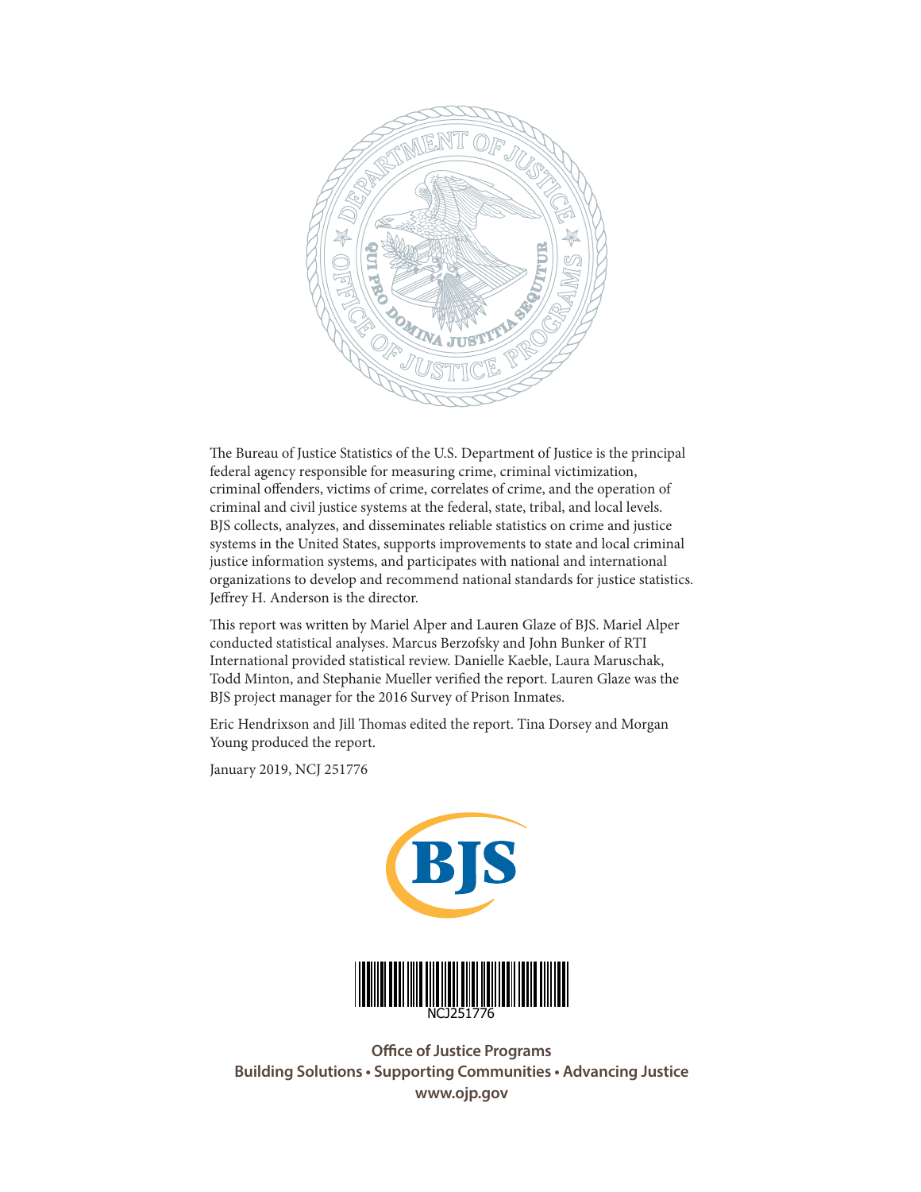The Bureau of Justice Statistics of the U.S. Department of Justice is the principal federal agency responsible for measuring crime, criminal victimization, criminal offenders, victims of crime, correlates of crime, and the operation of criminal and civil justice systems at the federal, state, tribal, and local levels. BJS collects, analyzes, and disseminates reliable statistics on crime and justice systems in the United States, supports improvements to state and local criminal justice information systems, and participates with national and international organizations to develop and recommend national standards for justice statistics. Jeffrey H. Anderson is the director.

This report was written by Mariel Alper and Lauren Glaze of BJS. Mariel Alper conducted statistical analyses. Marcus Berzofsky and John Bunker of RTI International provided statistical review. Danielle Kaeble, Laura Maruschak, Todd Minton, and Stephanie Mueller verified the report. Lauren Glaze was the BJS project manager for the 2016 Survey of Prison Inmates.

Eric Hendrixson and Jill Thomas edited the report. Tina Dorsey and Morgan Young produced the report.

January 2019, NCJ 251776

NCJ251776

**Office of Justice Programs**
**Building Solutions • Supporting Communities • Advancing Justice**
**www.ojp.gov**